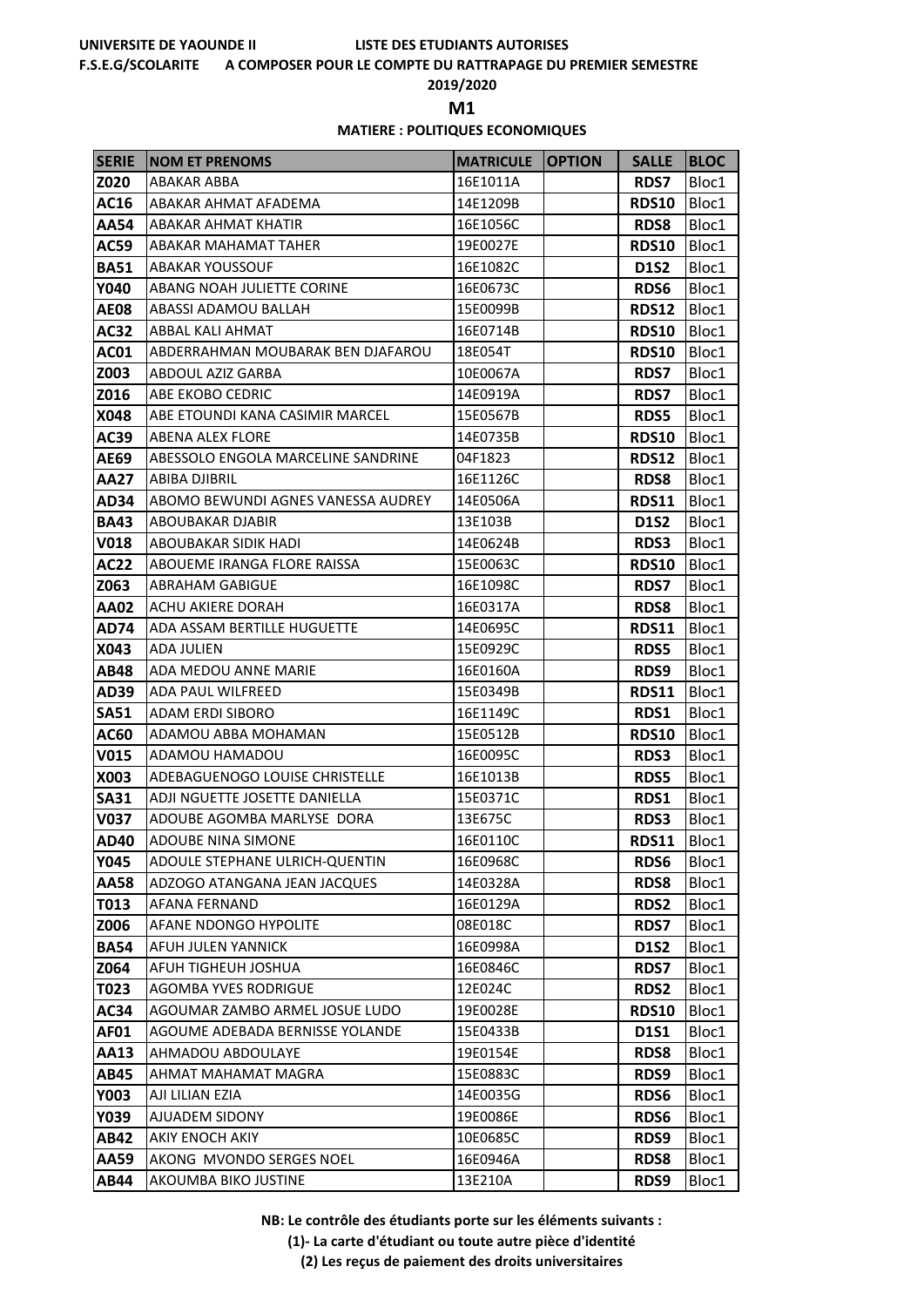UNIVERSITE DE YAOUNDE II — LISTE DES ETUDIANTS AUTORISES

F.S.E.G/SCOLARITE — A COMPOSER POUR LE COMPTE DU RATTRAPAGE DU PREMIER SEMESTRE

2019/2020

## M1

### MATIERE : POLITIQUES ECONOMIQUES

| SERIE | NOM ET PRENOMS | MATRICULE | OPTION | SALLE | BLOC |
|---|---|---|---|---|---|
| Z020 | ABAKAR ABBA | 16E1011A | | RDS7 | Bloc1 |
| AC16 | ABAKAR AHMAT AFADEMA | 14E1209B | | RDS10 | Bloc1 |
| AA54 | ABAKAR AHMAT KHATIR | 16E1056C | | RDS8 | Bloc1 |
| AC59 | ABAKAR MAHAMAT TAHER | 19E0027E | | RDS10 | Bloc1 |
| BA51 | ABAKAR YOUSSOUF | 16E1082C | | D1S2 | Bloc1 |
| Y040 | ABANG NOAH JULIETTE CORINE | 16E0673C | | RDS6 | Bloc1 |
| AE08 | ABASSI ADAMOU BALLAH | 15E0099B | | RDS12 | Bloc1 |
| AC32 | ABBAL KALI AHMAT | 16E0714B | | RDS10 | Bloc1 |
| AC01 | ABDERRAHMAN MOUBARAK BEN DJAFAROU | 18E054T | | RDS10 | Bloc1 |
| Z003 | ABDOUL AZIZ GARBA | 10E0067A | | RDS7 | Bloc1 |
| Z016 | ABE EKOBO CEDRIC | 14E0919A | | RDS7 | Bloc1 |
| X048 | ABE ETOUNDI KANA CASIMIR MARCEL | 15E0567B | | RDS5 | Bloc1 |
| AC39 | ABENA ALEX FLORE | 14E0735B | | RDS10 | Bloc1 |
| AE69 | ABESSOLO ENGOLA MARCELINE SANDRINE | 04F1823 | | RDS12 | Bloc1 |
| AA27 | ABIBA DJIBRIL | 16E1126C | | RDS8 | Bloc1 |
| AD34 | ABOMO BEWUNDI AGNES VANESSA AUDREY | 14E0506A | | RDS11 | Bloc1 |
| BA43 | ABOUBAKAR DJABIR | 13E103B | | D1S2 | Bloc1 |
| V018 | ABOUBAKAR SIDIK HADI | 14E0624B | | RDS3 | Bloc1 |
| AC22 | ABOUEME IRANGA FLORE RAISSA | 15E0063C | | RDS10 | Bloc1 |
| Z063 | ABRAHAM GABIGUE | 16E1098C | | RDS7 | Bloc1 |
| AA02 | ACHU AKIERE DORAH | 16E0317A | | RDS8 | Bloc1 |
| AD74 | ADA ASSAM BERTILLE HUGUETTE | 14E0695C | | RDS11 | Bloc1 |
| X043 | ADA JULIEN | 15E0929C | | RDS5 | Bloc1 |
| AB48 | ADA MEDOU ANNE MARIE | 16E0160A | | RDS9 | Bloc1 |
| AD39 | ADA PAUL WILFREED | 15E0349B | | RDS11 | Bloc1 |
| SA51 | ADAM ERDI SIBORO | 16E1149C | | RDS1 | Bloc1 |
| AC60 | ADAMOU ABBA MOHAMAN | 15E0512B | | RDS10 | Bloc1 |
| V015 | ADAMOU HAMADOU | 16E0095C | | RDS3 | Bloc1 |
| X003 | ADEBAGUENOGO LOUISE CHRISTELLE | 16E1013B | | RDS5 | Bloc1 |
| SA31 | ADJI NGUETTE JOSETTE DANIELLA | 15E0371C | | RDS1 | Bloc1 |
| V037 | ADOUBE AGOMBA MARLYSE DORA | 13E675C | | RDS3 | Bloc1 |
| AD40 | ADOUBE NINA SIMONE | 16E0110C | | RDS11 | Bloc1 |
| Y045 | ADOULE STEPHANE ULRICH-QUENTIN | 16E0968C | | RDS6 | Bloc1 |
| AA58 | ADZOGO ATANGANA JEAN JACQUES | 14E0328A | | RDS8 | Bloc1 |
| T013 | AFANA FERNAND | 16E0129A | | RDS2 | Bloc1 |
| Z006 | AFANE NDONGO HYPOLITE | 08E018C | | RDS7 | Bloc1 |
| BA54 | AFUH JULEN YANNICK | 16E0998A | | D1S2 | Bloc1 |
| Z064 | AFUH TIGHEUH JOSHUA | 16E0846C | | RDS7 | Bloc1 |
| T023 | AGOMBA YVES RODRIGUE | 12E024C | | RDS2 | Bloc1 |
| AC34 | AGOUMAR ZAMBO ARMEL JOSUE LUDO | 19E0028E | | RDS10 | Bloc1 |
| AF01 | AGOUME ADEBADA BERNISSE YOLANDE | 15E0433B | | D1S1 | Bloc1 |
| AA13 | AHMADOU ABDOULAYE | 19E0154E | | RDS8 | Bloc1 |
| AB45 | AHMAT MAHAMAT MAGRA | 15E0883C | | RDS9 | Bloc1 |
| Y003 | AJI LILIAN EZIA | 14E0035G | | RDS6 | Bloc1 |
| Y039 | AJUADEM SIDONY | 19E0086E | | RDS6 | Bloc1 |
| AB42 | AKIY ENOCH AKIY | 10E0685C | | RDS9 | Bloc1 |
| AA59 | AKONG MVONDO SERGES NOEL | 16E0946A | | RDS8 | Bloc1 |
| AB44 | AKOUMBA BIKO JUSTINE | 13E210A | | RDS9 | Bloc1 |

**NB: Le contrôle des étudiants porte sur les éléments suivants :**

**(1)- La carte d'étudiant ou toute autre pièce d'identité**

**(2) Les reçus de paiement des droits universitaires**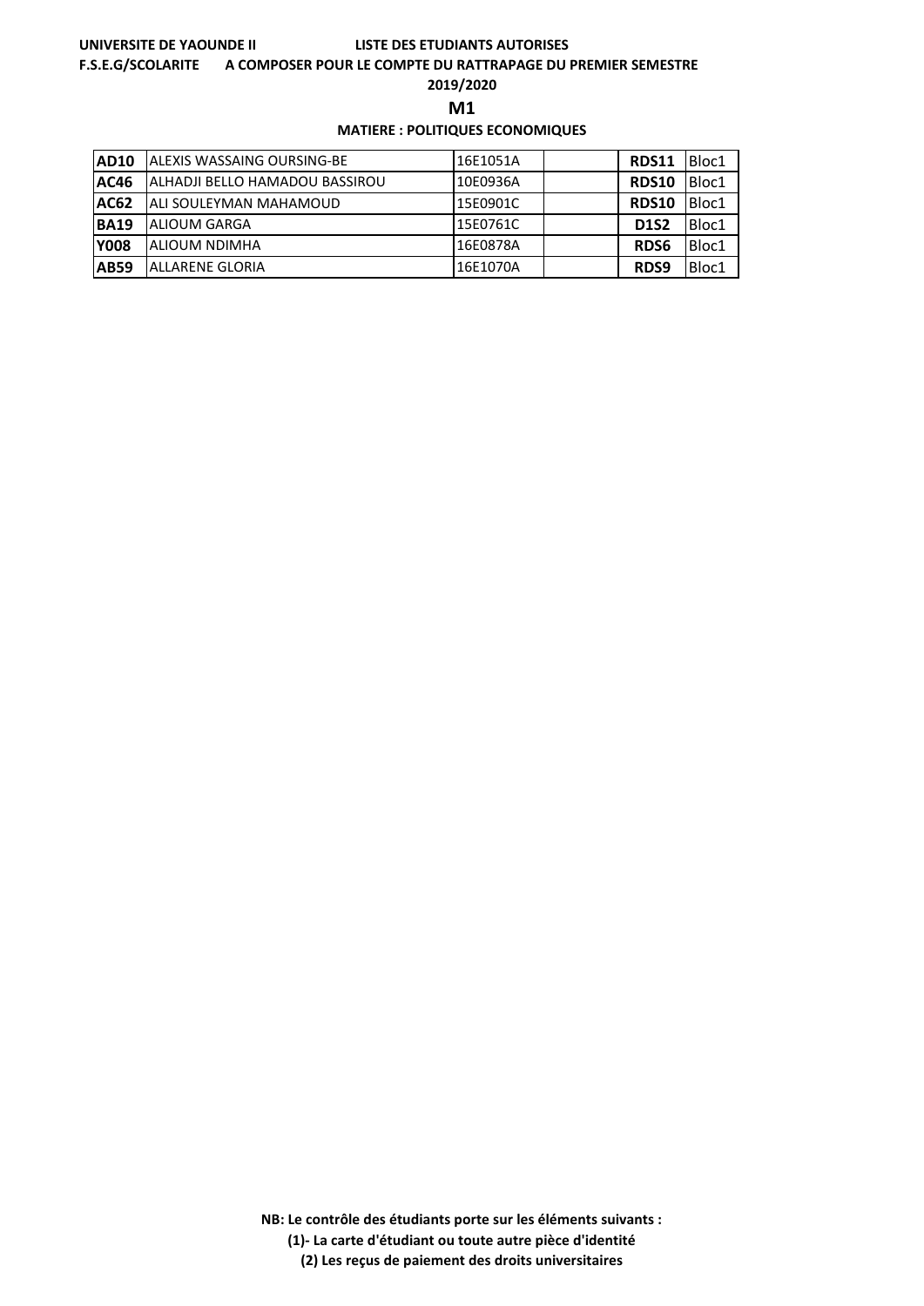**UNIVERSITE DE YAOUNDE II** **LISTE DES ETUDIANTS AUTORISES**

**F.S.E.G/SCOLARITE** **A COMPOSER POUR LE COMPTE DU RATTRAPAGE DU PREMIER SEMESTRE**

**2019/2020**

## M1

### MATIERE : POLITIQUES ECONOMIQUES

| | | | | | |
|---|---|---|---|---|---|
| **AD10** | ALEXIS WASSAING OURSING-BE | 16E1051A | | **RDS11** | Bloc1 |
| **AC46** | ALHADJI BELLO HAMADOU BASSIROU | 10E0936A | | **RDS10** | Bloc1 |
| **AC62** | ALI SOULEYMAN MAHAMOUD | 15E0901C | | **RDS10** | Bloc1 |
| **BA19** | ALIOUM GARGA | 15E0761C | | **D1S2** | Bloc1 |
| **Y008** | ALIOUM NDIMHA | 16E0878A | | **RDS6** | Bloc1 |
| **AB59** | ALLARENE GLORIA | 16E1070A | | **RDS9** | Bloc1 |

**NB: Le contrôle des étudiants porte sur les éléments suivants :**

**(1)- La carte d'étudiant ou toute autre pièce d'identité**

**(2) Les reçus de paiement des droits universitaires**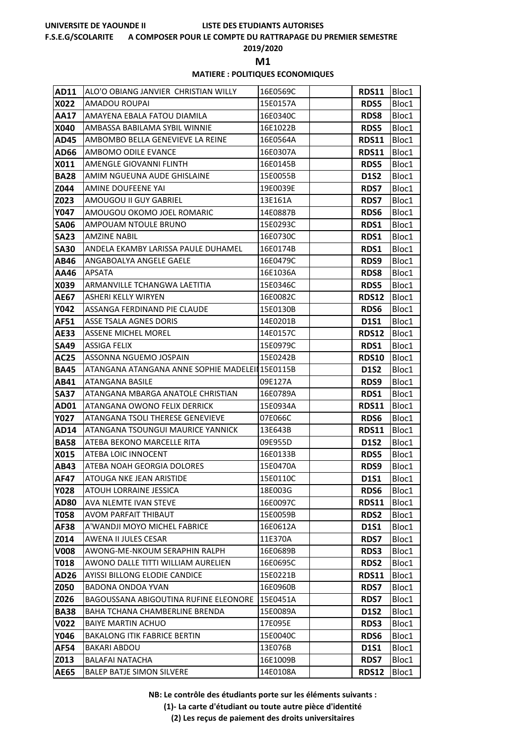UNIVERSITE DE YAOUNDE II LISTE DES ETUDIANTS AUTORISES

F.S.E.G/SCOLARITE A COMPOSER POUR LE COMPTE DU RATTRAPAGE DU PREMIER SEMESTRE

2019/2020

**M1**

**MATIERE : POLITIQUES ECONOMIQUES**

| | | | | | |
|---|---|---|---|---|---|
| **AD11** | ALO'O OBIANG JANVIER CHRISTIAN WILLY | 16E0569C | | **RDS11** | Bloc1 |
| **X022** | AMADOU ROUPAI | 15E0157A | | **RDS5** | Bloc1 |
| **AA17** | AMAYENA EBALA FATOU DIAMILA | 16E0340C | | **RDS8** | Bloc1 |
| **X040** | AMBASSA BABILAMA SYBIL WINNIE | 16E1022B | | **RDS5** | Bloc1 |
| **AD45** | AMBOMBO BELLA GENEVIEVE LA REINE | 16E0564A | | **RDS11** | Bloc1 |
| **AD66** | AMBOMO ODILE EVANCE | 16E0307A | | **RDS11** | Bloc1 |
| **X011** | AMENGLE GIOVANNI FLINTH | 16E0145B | | **RDS5** | Bloc1 |
| **BA28** | AMIM NGUEUNA AUDE GHISLAINE | 15E0055B | | **D1S2** | Bloc1 |
| **Z044** | AMINE DOUFEENE YAI | 19E0039E | | **RDS7** | Bloc1 |
| **Z023** | AMOUGOU II GUY GABRIEL | 13E161A | | **RDS7** | Bloc1 |
| **Y047** | AMOUGOU OKOMO JOEL ROMARIC | 14E0887B | | **RDS6** | Bloc1 |
| **SA06** | AMPOUAM NTOULE BRUNO | 15E0293C | | **RDS1** | Bloc1 |
| **SA23** | AMZINE NABIL | 16E0730C | | **RDS1** | Bloc1 |
| **SA30** | ANDELA EKAMBY LARISSA PAULE DUHAMEL | 16E0174B | | **RDS1** | Bloc1 |
| **AB46** | ANGABOALYA ANGELE GAELE | 16E0479C | | **RDS9** | Bloc1 |
| **AA46** | APSATA | 16E1036A | | **RDS8** | Bloc1 |
| **X039** | ARMANVILLE TCHANGWA LAETITIA | 15E0346C | | **RDS5** | Bloc1 |
| **AE67** | ASHERI KELLY WIRYEN | 16E0082C | | **RDS12** | Bloc1 |
| **Y042** | ASSANGA FERDINAND PIE CLAUDE | 15E0130B | | **RDS6** | Bloc1 |
| **AF51** | ASSE TSALA AGNES DORIS | 14E0201B | | **D1S1** | Bloc1 |
| **AE33** | ASSENE MICHEL MOREL | 14E0157C | | **RDS12** | Bloc1 |
| **SA49** | ASSIGA FELIX | 15E0979C | | **RDS1** | Bloc1 |
| **AC25** | ASSONNA NGUEMO JOSPAIN | 15E0242B | | **RDS10** | Bloc1 |
| **BA45** | ATANGANA ATANGANA ANNE SOPHIE MADELEI | 15E0115B | | **D1S2** | Bloc1 |
| **AB41** | ATANGANA BASILE | 09E127A | | **RDS9** | Bloc1 |
| **SA37** | ATANGANA MBARGA ANATOLE CHRISTIAN | 16E0789A | | **RDS1** | Bloc1 |
| **AD01** | ATANGANA OWONO FELIX DERRICK | 15E0934A | | **RDS11** | Bloc1 |
| **Y027** | ATANGANA TSOLI THERESE GENEVIEVE | 07E066C | | **RDS6** | Bloc1 |
| **AD14** | ATANGANA TSOUNGUI MAURICE YANNICK | 13E643B | | **RDS11** | Bloc1 |
| **BA58** | ATEBA BEKONO MARCELLE RITA | 09E955D | | **D1S2** | Bloc1 |
| **X015** | ATEBA LOIC INNOCENT | 16E0133B | | **RDS5** | Bloc1 |
| **AB43** | ATEBA NOAH GEORGIA DOLORES | 15E0470A | | **RDS9** | Bloc1 |
| **AF47** | ATOUGA NKE JEAN ARISTIDE | 15E0110C | | **D1S1** | Bloc1 |
| **Y028** | ATOUH LORRAINE JESSICA | 18E003G | | **RDS6** | Bloc1 |
| **AD80** | AVA NLEMTE IVAN STEVE | 16E0097C | | **RDS11** | Bloc1 |
| **T058** | AVOM PARFAIT THIBAUT | 15E0059B | | **RDS2** | Bloc1 |
| **AF38** | A'WANDJI MOYO MICHEL FABRICE | 16E0612A | | **D1S1** | Bloc1 |
| **Z014** | AWENA II JULES CESAR | 11E370A | | **RDS7** | Bloc1 |
| **V008** | AWONG-ME-NKOUM SERAPHIN RALPH | 16E0689B | | **RDS3** | Bloc1 |
| **T018** | AWONO DALLE TITTI WILLIAM AURELIEN | 16E0695C | | **RDS2** | Bloc1 |
| **AD26** | AYISSI BILLONG ELODIE CANDICE | 15E0221B | | **RDS11** | Bloc1 |
| **Z050** | BADONA ONDOA YVAN | 16E0960B | | **RDS7** | Bloc1 |
| **Z026** | BAGOUSSANA ABIGOUTINA RUFINE ELEONORE | 15E0451A | | **RDS7** | Bloc1 |
| **BA38** | BAHA TCHANA CHAMBERLINE BRENDA | 15E0089A | | **D1S2** | Bloc1 |
| **V022** | BAIYE MARTIN ACHUO | 17E095E | | **RDS3** | Bloc1 |
| **Y046** | BAKALONG ITIK FABRICE BERTIN | 15E0040C | | **RDS6** | Bloc1 |
| **AF54** | BAKARI ABDOU | 13E076B | | **D1S1** | Bloc1 |
| **Z013** | BALAFAI NATACHA | 16E1009B | | **RDS7** | Bloc1 |
| **AE65** | BALEP BATJE SIMON SILVERE | 14E0108A | | **RDS12** | Bloc1 |

**NB: Le contrôle des étudiants porte sur les éléments suivants :**

**(1)- La carte d'étudiant ou toute autre pièce d'identité**

**(2) Les reçus de paiement des droits universitaires**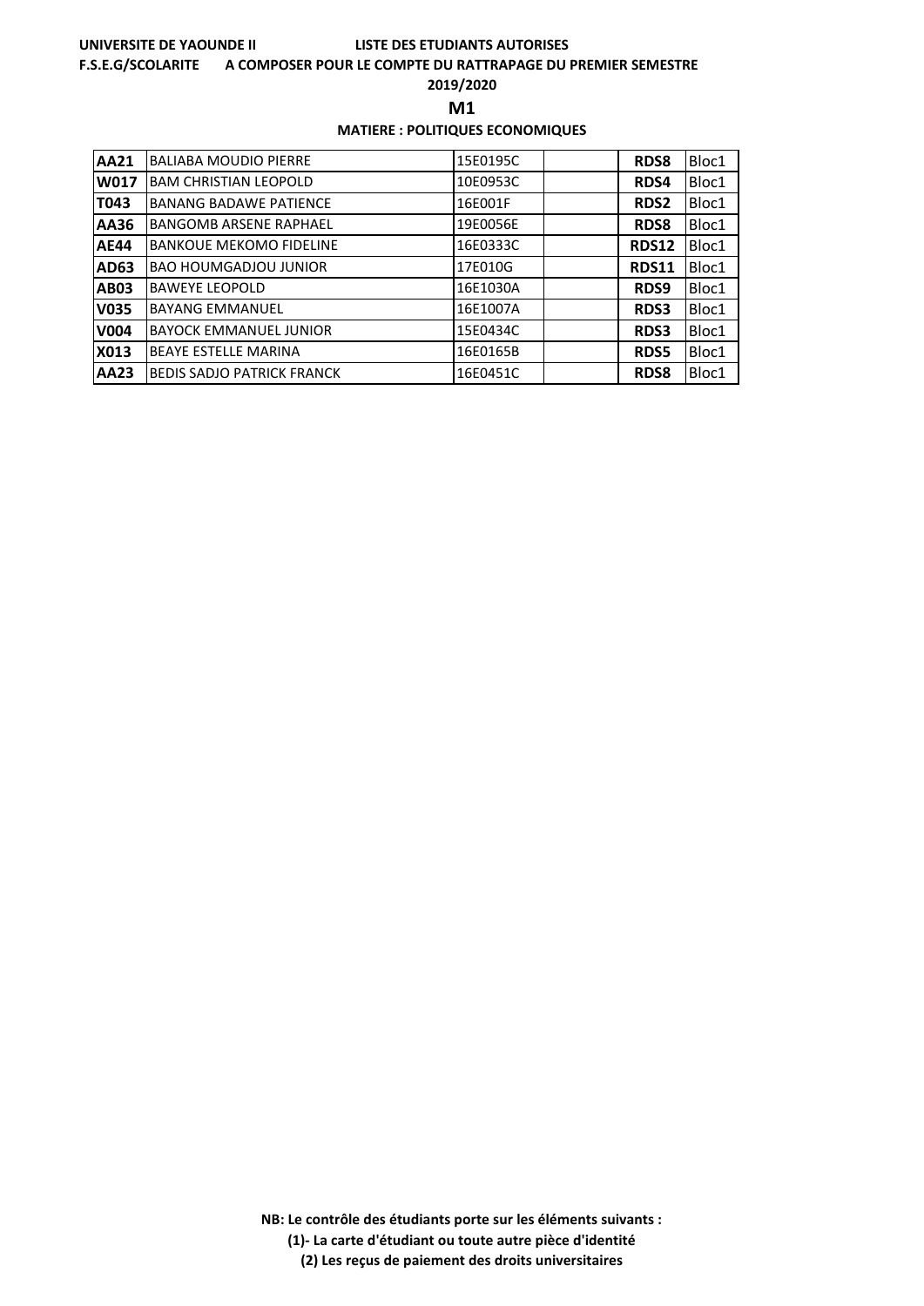**UNIVERSITE DE YAOUNDE II** **LISTE DES ETUDIANTS AUTORISES**

**F.S.E.G/SCOLARITE** **A COMPOSER POUR LE COMPTE DU RATTRAPAGE DU PREMIER SEMESTRE**

**2019/2020**

## M1

**MATIERE : POLITIQUES ECONOMIQUES**

| | | | | | |
|---|---|---|---|---|---|
| **AA21** | BALIABA MOUDIO PIERRE | 15E0195C | | **RDS8** | Bloc1 |
| **W017** | BAM CHRISTIAN LEOPOLD | 10E0953C | | **RDS4** | Bloc1 |
| **T043** | BANANG BADAWE PATIENCE | 16E001F | | **RDS2** | Bloc1 |
| **AA36** | BANGOMB ARSENE RAPHAEL | 19E0056E | | **RDS8** | Bloc1 |
| **AE44** | BANKOUE MEKOMO FIDELINE | 16E0333C | | **RDS12** | Bloc1 |
| **AD63** | BAO HOUMGADJOU JUNIOR | 17E010G | | **RDS11** | Bloc1 |
| **AB03** | BAWEYE LEOPOLD | 16E1030A | | **RDS9** | Bloc1 |
| **V035** | BAYANG EMMANUEL | 16E1007A | | **RDS3** | Bloc1 |
| **V004** | BAYOCK EMMANUEL JUNIOR | 15E0434C | | **RDS3** | Bloc1 |
| **X013** | BEAYE ESTELLE MARINA | 16E0165B | | **RDS5** | Bloc1 |
| **AA23** | BEDIS SADJO PATRICK FRANCK | 16E0451C | | **RDS8** | Bloc1 |

**NB: Le contrôle des étudiants porte sur les éléments suivants :**

**(1)- La carte d'étudiant ou toute autre pièce d'identité**

**(2) Les reçus de paiement des droits universitaires**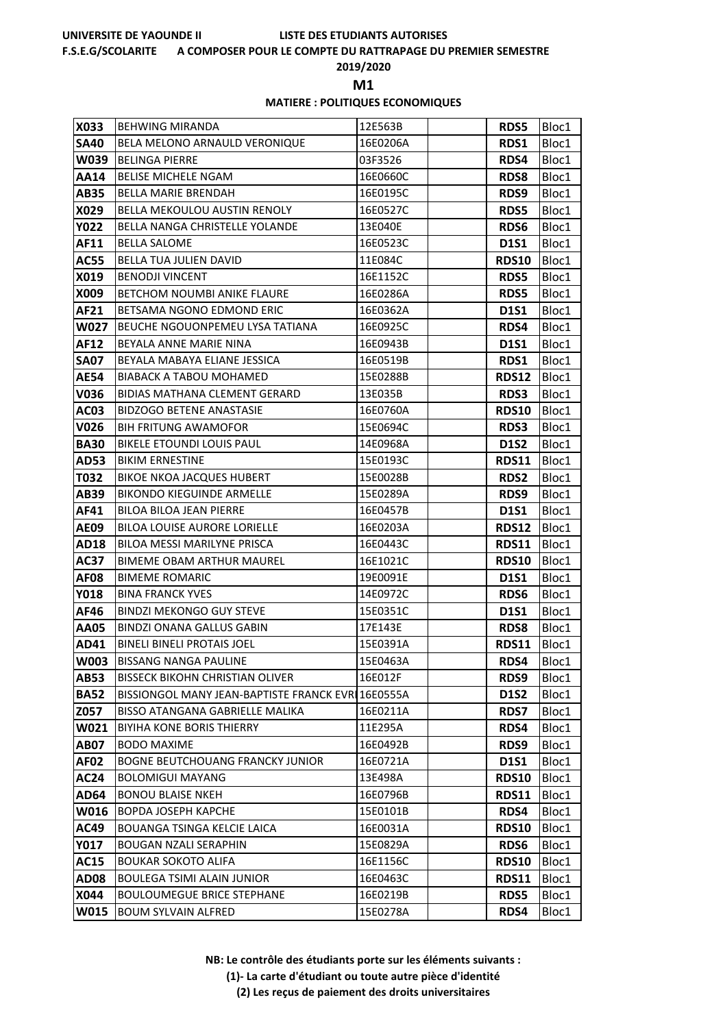UNIVERSITE DE YAOUNDE II — LISTE DES ETUDIANTS AUTORISES

F.S.E.G/SCOLARITE — A COMPOSER POUR LE COMPTE DU RATTRAPAGE DU PREMIER SEMESTRE

2019/2020

**M1**

**MATIERE : POLITIQUES ECONOMIQUES**

| | | | | | |
|---|---|---|---|---|---|
| **X033** | BEHWING MIRANDA | 12E563B | | **RDS5** | Bloc1 |
| **SA40** | BELA MELONO ARNAULD VERONIQUE | 16E0206A | | **RDS1** | Bloc1 |
| **W039** | BELINGA PIERRE | 03F3526 | | **RDS4** | Bloc1 |
| **AA14** | BELISE MICHELE NGAM | 16E0660C | | **RDS8** | Bloc1 |
| **AB35** | BELLA MARIE BRENDAH | 16E0195C | | **RDS9** | Bloc1 |
| **X029** | BELLA MEKOULOU AUSTIN RENOLY | 16E0527C | | **RDS5** | Bloc1 |
| **Y022** | BELLA NANGA CHRISTELLE YOLANDE | 13E040E | | **RDS6** | Bloc1 |
| **AF11** | BELLA SALOME | 16E0523C | | **D1S1** | Bloc1 |
| **AC55** | BELLA TUA JULIEN DAVID | 11E084C | | **RDS10** | Bloc1 |
| **X019** | BENODJI VINCENT | 16E1152C | | **RDS5** | Bloc1 |
| **X009** | BETCHOM NOUMBI ANIKE FLAURE | 16E0286A | | **RDS5** | Bloc1 |
| **AF21** | BETSAMA NGONO EDMOND ERIC | 16E0362A | | **D1S1** | Bloc1 |
| **W027** | BEUCHE NGOUONPEMEU LYSA TATIANA | 16E0925C | | **RDS4** | Bloc1 |
| **AF12** | BEYALA ANNE MARIE NINA | 16E0943B | | **D1S1** | Bloc1 |
| **SA07** | BEYALA MABAYA ELIANE JESSICA | 16E0519B | | **RDS1** | Bloc1 |
| **AE54** | BIABACK A TABOU MOHAMED | 15E0288B | | **RDS12** | Bloc1 |
| **V036** | BIDIAS MATHANA CLEMENT GERARD | 13E035B | | **RDS3** | Bloc1 |
| **AC03** | BIDZOGO BETENE ANASTASIE | 16E0760A | | **RDS10** | Bloc1 |
| **V026** | BIH FRITUNG AWAMOFOR | 15E0694C | | **RDS3** | Bloc1 |
| **BA30** | BIKELE ETOUNDI LOUIS PAUL | 14E0968A | | **D1S2** | Bloc1 |
| **AD53** | BIKIM ERNESTINE | 15E0193C | | **RDS11** | Bloc1 |
| **T032** | BIKOE NKOA JACQUES HUBERT | 15E0028B | | **RDS2** | Bloc1 |
| **AB39** | BIKONDO KIEGUINDE ARMELLE | 15E0289A | | **RDS9** | Bloc1 |
| **AF41** | BILOA BILOA JEAN PIERRE | 16E0457B | | **D1S1** | Bloc1 |
| **AE09** | BILOA LOUISE AURORE LORIELLE | 16E0203A | | **RDS12** | Bloc1 |
| **AD18** | BILOA MESSI MARILYNE PRISCA | 16E0443C | | **RDS11** | Bloc1 |
| **AC37** | BIMEME OBAM ARTHUR MAUREL | 16E1021C | | **RDS10** | Bloc1 |
| **AF08** | BIMEME ROMARIC | 19E0091E | | **D1S1** | Bloc1 |
| **Y018** | BINA FRANCK YVES | 14E0972C | | **RDS6** | Bloc1 |
| **AF46** | BINDZI MEKONGO GUY STEVE | 15E0351C | | **D1S1** | Bloc1 |
| **AA05** | BINDZI ONANA GALLUS GABIN | 17E143E | | **RDS8** | Bloc1 |
| **AD41** | BINELI BINELI PROTAIS JOEL | 15E0391A | | **RDS11** | Bloc1 |
| **W003** | BISSANG NANGA PAULINE | 15E0463A | | **RDS4** | Bloc1 |
| **AB53** | BISSECK BIKOHN CHRISTIAN OLIVER | 16E012F | | **RDS9** | Bloc1 |
| **BA52** | BISSIONGOL MANY JEAN-BAPTISTE FRANCK EVR | 16E0555A | | **D1S2** | Bloc1 |
| **Z057** | BISSO ATANGANA GABRIELLE MALIKA | 16E0211A | | **RDS7** | Bloc1 |
| **W021** | BIYIHA KONE BORIS THIERRY | 11E295A | | **RDS4** | Bloc1 |
| **AB07** | BODO MAXIME | 16E0492B | | **RDS9** | Bloc1 |
| **AF02** | BOGNE BEUTCHOUANG FRANCKY JUNIOR | 16E0721A | | **D1S1** | Bloc1 |
| **AC24** | BOLOMIGUI MAYANG | 13E498A | | **RDS10** | Bloc1 |
| **AD64** | BONOU BLAISE NKEH | 16E0796B | | **RDS11** | Bloc1 |
| **W016** | BOPDA JOSEPH KAPCHE | 15E0101B | | **RDS4** | Bloc1 |
| **AC49** | BOUANGA TSINGA KELCIE LAICA | 16E0031A | | **RDS10** | Bloc1 |
| **Y017** | BOUGAN NZALI SERAPHIN | 15E0829A | | **RDS6** | Bloc1 |
| **AC15** | BOUKAR SOKOTO ALIFA | 16E1156C | | **RDS10** | Bloc1 |
| **AD08** | BOULEGA TSIMI ALAIN JUNIOR | 16E0463C | | **RDS11** | Bloc1 |
| **X044** | BOULOUMEGUE BRICE STEPHANE | 16E0219B | | **RDS5** | Bloc1 |
| **W015** | BOUM SYLVAIN ALFRED | 15E0278A | | **RDS4** | Bloc1 |

**NB: Le contrôle des étudiants porte sur les éléments suivants :**

**(1)- La carte d'étudiant ou toute autre pièce d'identité**

**(2) Les reçus de paiement des droits universitaires**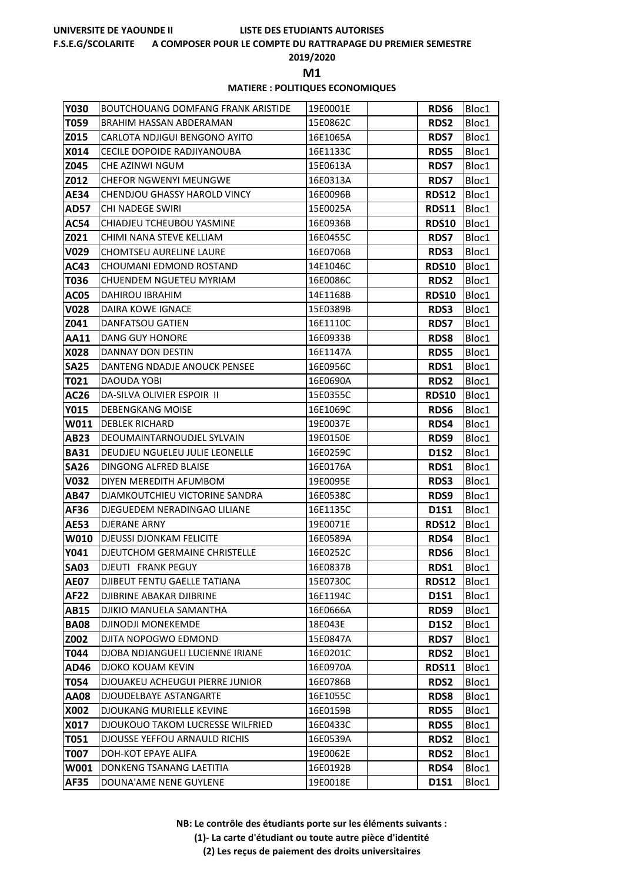UNIVERSITE DE YAOUNDE II    LISTE DES ETUDIANTS AUTORISES

F.S.E.G/SCOLARITE    A COMPOSER POUR LE COMPTE DU RATTRAPAGE DU PREMIER SEMESTRE

2019/2020

**M1**

**MATIERE : POLITIQUES ECONOMIQUES**

| | | | | | |
|---|---|---|---|---|---|
| **Y030** | BOUTCHOUANG DOMFANG FRANK ARISTIDE | 19E0001E | | **RDS6** | Bloc1 |
| **T059** | BRAHIM HASSAN ABDERAMAN | 15E0862C | | **RDS2** | Bloc1 |
| **Z015** | CARLOTA NDJIGUI BENGONO AYITO | 16E1065A | | **RDS7** | Bloc1 |
| **X014** | CECILE DOPOIDE RADJIYANOUBA | 16E1133C | | **RDS5** | Bloc1 |
| **Z045** | CHE AZINWI NGUM | 15E0613A | | **RDS7** | Bloc1 |
| **Z012** | CHEFOR NGWENYI MEUNGWE | 16E0313A | | **RDS7** | Bloc1 |
| **AE34** | CHENDJOU GHASSY HAROLD VINCY | 16E0096B | | **RDS12** | Bloc1 |
| **AD57** | CHI NADEGE SWIRI | 15E0025A | | **RDS11** | Bloc1 |
| **AC54** | CHIADJEU TCHEUBOU YASMINE | 16E0936B | | **RDS10** | Bloc1 |
| **Z021** | CHIMI NANA STEVE KELLIAM | 16E0455C | | **RDS7** | Bloc1 |
| **V029** | CHOMTSEU AURELINE LAURE | 16E0706B | | **RDS3** | Bloc1 |
| **AC43** | CHOUMANI EDMOND ROSTAND | 14E1046C | | **RDS10** | Bloc1 |
| **T036** | CHUENDEM NGUETEU MYRIAM | 16E0086C | | **RDS2** | Bloc1 |
| **AC05** | DAHIROU IBRAHIM | 14E1168B | | **RDS10** | Bloc1 |
| **V028** | DAIRA KOWE IGNACE | 15E0389B | | **RDS3** | Bloc1 |
| **Z041** | DANFATSOU GATIEN | 16E1110C | | **RDS7** | Bloc1 |
| **AA11** | DANG GUY HONORE | 16E0933B | | **RDS8** | Bloc1 |
| **X028** | DANNAY DON DESTIN | 16E1147A | | **RDS5** | Bloc1 |
| **SA25** | DANTENG NDADJE ANOUCK PENSEE | 16E0956C | | **RDS1** | Bloc1 |
| **T021** | DAOUDA YOBI | 16E0690A | | **RDS2** | Bloc1 |
| **AC26** | DA-SILVA OLIVIER ESPOIR II | 15E0355C | | **RDS10** | Bloc1 |
| **Y015** | DEBENGKANG MOISE | 16E1069C | | **RDS6** | Bloc1 |
| **W011** | DEBLEK RICHARD | 19E0037E | | **RDS4** | Bloc1 |
| **AB23** | DEOUMAINTARNOUDJEL SYLVAIN | 19E0150E | | **RDS9** | Bloc1 |
| **BA31** | DEUDJEU NGUELEU JULIE LEONELLE | 16E0259C | | **D1S2** | Bloc1 |
| **SA26** | DINGONG ALFRED BLAISE | 16E0176A | | **RDS1** | Bloc1 |
| **V032** | DIYEN MEREDITH AFUMBOM | 19E0095E | | **RDS3** | Bloc1 |
| **AB47** | DJAMKOUTCHIEU VICTORINE SANDRA | 16E0538C | | **RDS9** | Bloc1 |
| **AF36** | DJEGUEDEM NERADINGAO LILIANE | 16E1135C | | **D1S1** | Bloc1 |
| **AE53** | DJERANE ARNY | 19E0071E | | **RDS12** | Bloc1 |
| **W010** | DJEUSSI DJONKAM FELICITE | 16E0589A | | **RDS4** | Bloc1 |
| **Y041** | DJEUTCHOM GERMAINE CHRISTELLE | 16E0252C | | **RDS6** | Bloc1 |
| **SA03** | DJEUTI FRANK PEGUY | 16E0837B | | **RDS1** | Bloc1 |
| **AE07** | DJIBEUT FENTU GAELLE TATIANA | 15E0730C | | **RDS12** | Bloc1 |
| **AF22** | DJIBRINE ABAKAR DJIBRINE | 16E1194C | | **D1S1** | Bloc1 |
| **AB15** | DJIKIO MANUELA SAMANTHA | 16E0666A | | **RDS9** | Bloc1 |
| **BA08** | DJINODJI MONEKEMDE | 18E043E | | **D1S2** | Bloc1 |
| **Z002** | DJITA NOPOGWO EDMOND | 15E0847A | | **RDS7** | Bloc1 |
| **T044** | DJOBA NDJANGUELI LUCIENNE IRIANE | 16E0201C | | **RDS2** | Bloc1 |
| **AD46** | DJOKO KOUAM KEVIN | 16E0970A | | **RDS11** | Bloc1 |
| **T054** | DJOUAKEU ACHEUGUI PIERRE JUNIOR | 16E0786B | | **RDS2** | Bloc1 |
| **AA08** | DJOUDELBAYE ASTANGARTE | 16E1055C | | **RDS8** | Bloc1 |
| **X002** | DJOUKANG MURIELLE KEVINE | 16E0159B | | **RDS5** | Bloc1 |
| **X017** | DJOUKOUO TAKOM LUCRESSE WILFRIED | 16E0433C | | **RDS5** | Bloc1 |
| **T051** | DJOUSSE YEFFOU ARNAULD RICHIS | 16E0539A | | **RDS2** | Bloc1 |
| **T007** | DOH-KOT EPAYE ALIFA | 19E0062E | | **RDS2** | Bloc1 |
| **W001** | DONKENG TSANANG LAETITIA | 16E0192B | | **RDS4** | Bloc1 |
| **AF35** | DOUNA'AME NENE GUYLENE | 19E0018E | | **D1S1** | Bloc1 |

**NB: Le contrôle des étudiants porte sur les éléments suivants :**

**(1)- La carte d'étudiant ou toute autre pièce d'identité**

**(2) Les reçus de paiement des droits universitaires**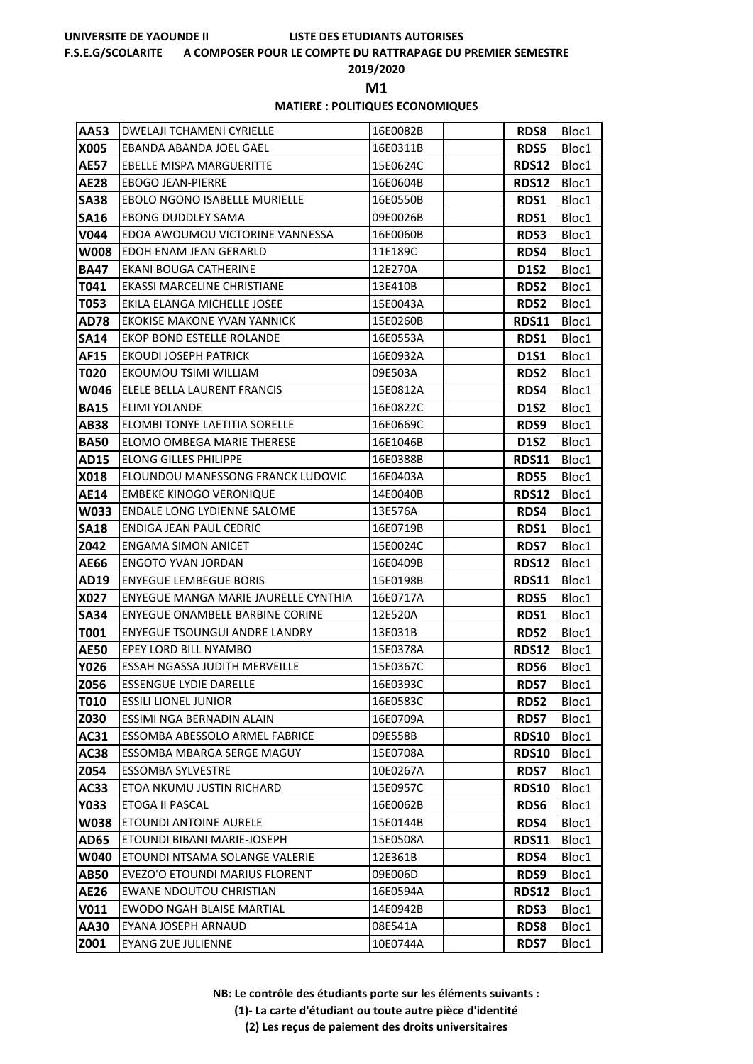UNIVERSITE DE YAOUNDE II — LISTE DES ETUDIANTS AUTORISES

F.S.E.G/SCOLARITE — A COMPOSER POUR LE COMPTE DU RATTRAPAGE DU PREMIER SEMESTRE

2019/2020

**M1**

**MATIERE : POLITIQUES ECONOMIQUES**

| | | | | | |
|---|---|---|---|---|---|
| **AA53** | DWELAJI TCHAMENI CYRIELLE | 16E0082B | | **RDS8** | Bloc1 |
| **X005** | EBANDA ABANDA JOEL GAEL | 16E0311B | | **RDS5** | Bloc1 |
| **AE57** | EBELLE MISPA MARGUERITTE | 15E0624C | | **RDS12** | Bloc1 |
| **AE28** | EBOGO JEAN-PIERRE | 16E0604B | | **RDS12** | Bloc1 |
| **SA38** | EBOLO NGONO ISABELLE MURIELLE | 16E0550B | | **RDS1** | Bloc1 |
| **SA16** | EBONG DUDDLEY SAMA | 09E0026B | | **RDS1** | Bloc1 |
| **V044** | EDOA AWOUMOU VICTORINE VANNESSA | 16E0060B | | **RDS3** | Bloc1 |
| **W008** | EDOH ENAM JEAN GERARLD | 11E189C | | **RDS4** | Bloc1 |
| **BA47** | EKANI BOUGA CATHERINE | 12E270A | | **D1S2** | Bloc1 |
| **T041** | EKASSI MARCELINE CHRISTIANE | 13E410B | | **RDS2** | Bloc1 |
| **T053** | EKILA ELANGA MICHELLE JOSEE | 15E0043A | | **RDS2** | Bloc1 |
| **AD78** | EKOKISE MAKONE YVAN YANNICK | 15E0260B | | **RDS11** | Bloc1 |
| **SA14** | EKOP BOND ESTELLE ROLANDE | 16E0553A | | **RDS1** | Bloc1 |
| **AF15** | EKOUDI JOSEPH PATRICK | 16E0932A | | **D1S1** | Bloc1 |
| **T020** | EKOUMOU TSIMI WILLIAM | 09E503A | | **RDS2** | Bloc1 |
| **W046** | ELELE BELLA LAURENT FRANCIS | 15E0812A | | **RDS4** | Bloc1 |
| **BA15** | ELIMI YOLANDE | 16E0822C | | **D1S2** | Bloc1 |
| **AB38** | ELOMBI TONYE LAETITIA SORELLE | 16E0669C | | **RDS9** | Bloc1 |
| **BA50** | ELOMO OMBEGA MARIE THERESE | 16E1046B | | **D1S2** | Bloc1 |
| **AD15** | ELONG GILLES PHILIPPE | 16E0388B | | **RDS11** | Bloc1 |
| **X018** | ELOUNDOU MANESSONG FRANCK LUDOVIC | 16E0403A | | **RDS5** | Bloc1 |
| **AE14** | EMBEKE KINOGO VERONIQUE | 14E0040B | | **RDS12** | Bloc1 |
| **W033** | ENDALE LONG LYDIENNE SALOME | 13E576A | | **RDS4** | Bloc1 |
| **SA18** | ENDIGA JEAN PAUL CEDRIC | 16E0719B | | **RDS1** | Bloc1 |
| **Z042** | ENGAMA SIMON ANICET | 15E0024C | | **RDS7** | Bloc1 |
| **AE66** | ENGOTO YVAN JORDAN | 16E0409B | | **RDS12** | Bloc1 |
| **AD19** | ENYEGUE LEMBEGUE BORIS | 15E0198B | | **RDS11** | Bloc1 |
| **X027** | ENYEGUE MANGA MARIE JAURELLE CYNTHIA | 16E0717A | | **RDS5** | Bloc1 |
| **SA34** | ENYEGUE ONAMBELE BARBINE CORINE | 12E520A | | **RDS1** | Bloc1 |
| **T001** | ENYEGUE TSOUNGUI ANDRE LANDRY | 13E031B | | **RDS2** | Bloc1 |
| **AE50** | EPEY LORD BILL NYAMBO | 15E0378A | | **RDS12** | Bloc1 |
| **Y026** | ESSAH NGASSA JUDITH MERVEILLE | 15E0367C | | **RDS6** | Bloc1 |
| **Z056** | ESSENGUE LYDIE DARELLE | 16E0393C | | **RDS7** | Bloc1 |
| **T010** | ESSILI LIONEL JUNIOR | 16E0583C | | **RDS2** | Bloc1 |
| **Z030** | ESSIMI NGA BERNADIN ALAIN | 16E0709A | | **RDS7** | Bloc1 |
| **AC31** | ESSOMBA ABESSOLO ARMEL FABRICE | 09E558B | | **RDS10** | Bloc1 |
| **AC38** | ESSOMBA MBARGA SERGE MAGUY | 15E0708A | | **RDS10** | Bloc1 |
| **Z054** | ESSOMBA SYLVESTRE | 10E0267A | | **RDS7** | Bloc1 |
| **AC33** | ETOA NKUMU JUSTIN RICHARD | 15E0957C | | **RDS10** | Bloc1 |
| **Y033** | ETOGA II PASCAL | 16E0062B | | **RDS6** | Bloc1 |
| **W038** | ETOUNDI ANTOINE AURELE | 15E0144B | | **RDS4** | Bloc1 |
| **AD65** | ETOUNDI BIBANI MARIE-JOSEPH | 15E0508A | | **RDS11** | Bloc1 |
| **W040** | ETOUNDI NTSAMA SOLANGE VALERIE | 12E361B | | **RDS4** | Bloc1 |
| **AB50** | EVEZO'O ETOUNDI MARIUS FLORENT | 09E006D | | **RDS9** | Bloc1 |
| **AE26** | EWANE NDOUTOU CHRISTIAN | 16E0594A | | **RDS12** | Bloc1 |
| **V011** | EWODO NGAH BLAISE MARTIAL | 14E0942B | | **RDS3** | Bloc1 |
| **AA30** | EYANA JOSEPH ARNAUD | 08E541A | | **RDS8** | Bloc1 |
| **Z001** | EYANG ZUE JULIENNE | 10E0744A | | **RDS7** | Bloc1 |

**NB: Le contrôle des étudiants porte sur les éléments suivants :**

**(1)- La carte d'étudiant ou toute autre pièce d'identité**

**(2) Les reçus de paiement des droits universitaires**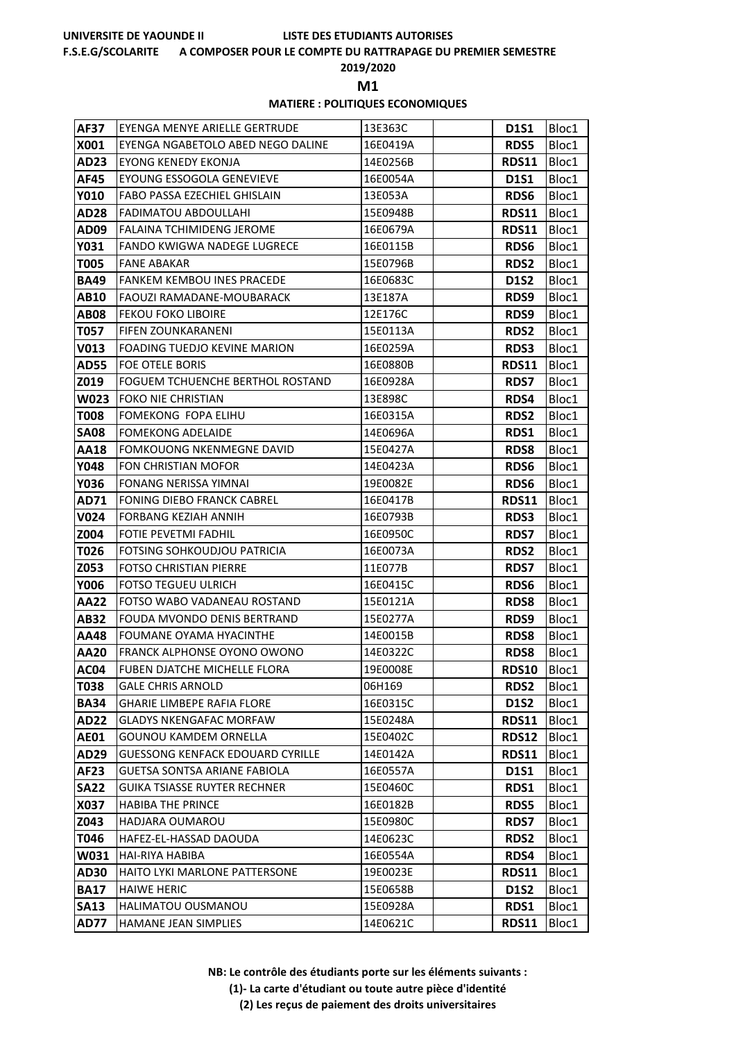UNIVERSITE DE YAOUNDE II LISTE DES ETUDIANTS AUTORISES

F.S.E.G/SCOLARITE A COMPOSER POUR LE COMPTE DU RATTRAPAGE DU PREMIER SEMESTRE

2019/2020

**M1**

**MATIERE : POLITIQUES ECONOMIQUES**

| | | | | | |
|---|---|---|---|---|---|
| **AF37** | EYENGA MENYE ARIELLE GERTRUDE | 13E363C | | **D1S1** | Bloc1 |
| **X001** | EYENGA NGABETOLO ABED NEGO DALINE | 16E0419A | | **RDS5** | Bloc1 |
| **AD23** | EYONG KENEDY EKONJA | 14E0256B | | **RDS11** | Bloc1 |
| **AF45** | EYOUNG ESSOGOLA GENEVIEVE | 16E0054A | | **D1S1** | Bloc1 |
| **Y010** | FABO PASSA EZECHIEL GHISLAIN | 13E053A | | **RDS6** | Bloc1 |
| **AD28** | FADIMATOU ABDOULLAHI | 15E0948B | | **RDS11** | Bloc1 |
| **AD09** | FALAINA TCHIMIDENG JEROME | 16E0679A | | **RDS11** | Bloc1 |
| **Y031** | FANDO KWIGWA NADEGE LUGRECE | 16E0115B | | **RDS6** | Bloc1 |
| **T005** | FANE ABAKAR | 15E0796B | | **RDS2** | Bloc1 |
| **BA49** | FANKEM KEMBOU INES PRACEDE | 16E0683C | | **D1S2** | Bloc1 |
| **AB10** | FAOUZI RAMADANE-MOUBARACK | 13E187A | | **RDS9** | Bloc1 |
| **AB08** | FEKOU FOKO LIBOIRE | 12E176C | | **RDS9** | Bloc1 |
| **T057** | FIFEN ZOUNKARANENI | 15E0113A | | **RDS2** | Bloc1 |
| **V013** | FOADING TUEDJO KEVINE MARION | 16E0259A | | **RDS3** | Bloc1 |
| **AD55** | FOE OTELE BORIS | 16E0880B | | **RDS11** | Bloc1 |
| **Z019** | FOGUEM TCHUENCHE BERTHOL ROSTAND | 16E0928A | | **RDS7** | Bloc1 |
| **W023** | FOKO NIE CHRISTIAN | 13E898C | | **RDS4** | Bloc1 |
| **T008** | FOMEKONG FOPA ELIHU | 16E0315A | | **RDS2** | Bloc1 |
| **SA08** | FOMEKONG ADELAIDE | 14E0696A | | **RDS1** | Bloc1 |
| **AA18** | FOMKOUONG NKENMEGNE DAVID | 15E0427A | | **RDS8** | Bloc1 |
| **Y048** | FON CHRISTIAN MOFOR | 14E0423A | | **RDS6** | Bloc1 |
| **Y036** | FONANG NERISSA YIMNAI | 19E0082E | | **RDS6** | Bloc1 |
| **AD71** | FONING DIEBO FRANCK CABREL | 16E0417B | | **RDS11** | Bloc1 |
| **V024** | FORBANG KEZIAH ANNIH | 16E0793B | | **RDS3** | Bloc1 |
| **Z004** | FOTIE PEVETMI FADHIL | 16E0950C | | **RDS7** | Bloc1 |
| **T026** | FOTSING SOHKOUDJOU PATRICIA | 16E0073A | | **RDS2** | Bloc1 |
| **Z053** | FOTSO CHRISTIAN PIERRE | 11E077B | | **RDS7** | Bloc1 |
| **Y006** | FOTSO TEGUEU ULRICH | 16E0415C | | **RDS6** | Bloc1 |
| **AA22** | FOTSO WABO VADANEAU ROSTAND | 15E0121A | | **RDS8** | Bloc1 |
| **AB32** | FOUDA MVONDO DENIS BERTRAND | 15E0277A | | **RDS9** | Bloc1 |
| **AA48** | FOUMANE OYAMA HYACINTHE | 14E0015B | | **RDS8** | Bloc1 |
| **AA20** | FRANCK ALPHONSE OYONO OWONO | 14E0322C | | **RDS8** | Bloc1 |
| **AC04** | FUBEN DJATCHE MICHELLE FLORA | 19E0008E | | **RDS10** | Bloc1 |
| **T038** | GALE CHRIS ARNOLD | 06H169 | | **RDS2** | Bloc1 |
| **BA34** | GHARIE LIMBEPE RAFIA FLORE | 16E0315C | | **D1S2** | Bloc1 |
| **AD22** | GLADYS NKENGAFAC MORFAW | 15E0248A | | **RDS11** | Bloc1 |
| **AE01** | GOUNOU KAMDEM ORNELLA | 15E0402C | | **RDS12** | Bloc1 |
| **AD29** | GUESSONG KENFACK EDOUARD CYRILLE | 14E0142A | | **RDS11** | Bloc1 |
| **AF23** | GUETSA SONTSA ARIANE FABIOLA | 16E0557A | | **D1S1** | Bloc1 |
| **SA22** | GUIKA TSIASSE RUYTER RECHNER | 15E0460C | | **RDS1** | Bloc1 |
| **X037** | HABIBA THE PRINCE | 16E0182B | | **RDS5** | Bloc1 |
| **Z043** | HADJARA OUMAROU | 15E0980C | | **RDS7** | Bloc1 |
| **T046** | HAFEZ-EL-HASSAD DAOUDA | 14E0623C | | **RDS2** | Bloc1 |
| **W031** | HAI-RIYA HABIBA | 16E0554A | | **RDS4** | Bloc1 |
| **AD30** | HAITO LYKI MARLONE PATTERSONE | 19E0023E | | **RDS11** | Bloc1 |
| **BA17** | HAIWE HERIC | 15E0658B | | **D1S2** | Bloc1 |
| **SA13** | HALIMATOU OUSMANOU | 15E0928A | | **RDS1** | Bloc1 |
| **AD77** | HAMANE JEAN SIMPLIES | 14E0621C | | **RDS11** | Bloc1 |

**NB: Le contrôle des étudiants porte sur les éléments suivants :**

**(1)- La carte d'étudiant ou toute autre pièce d'identité**

**(2) Les reçus de paiement des droits universitaires**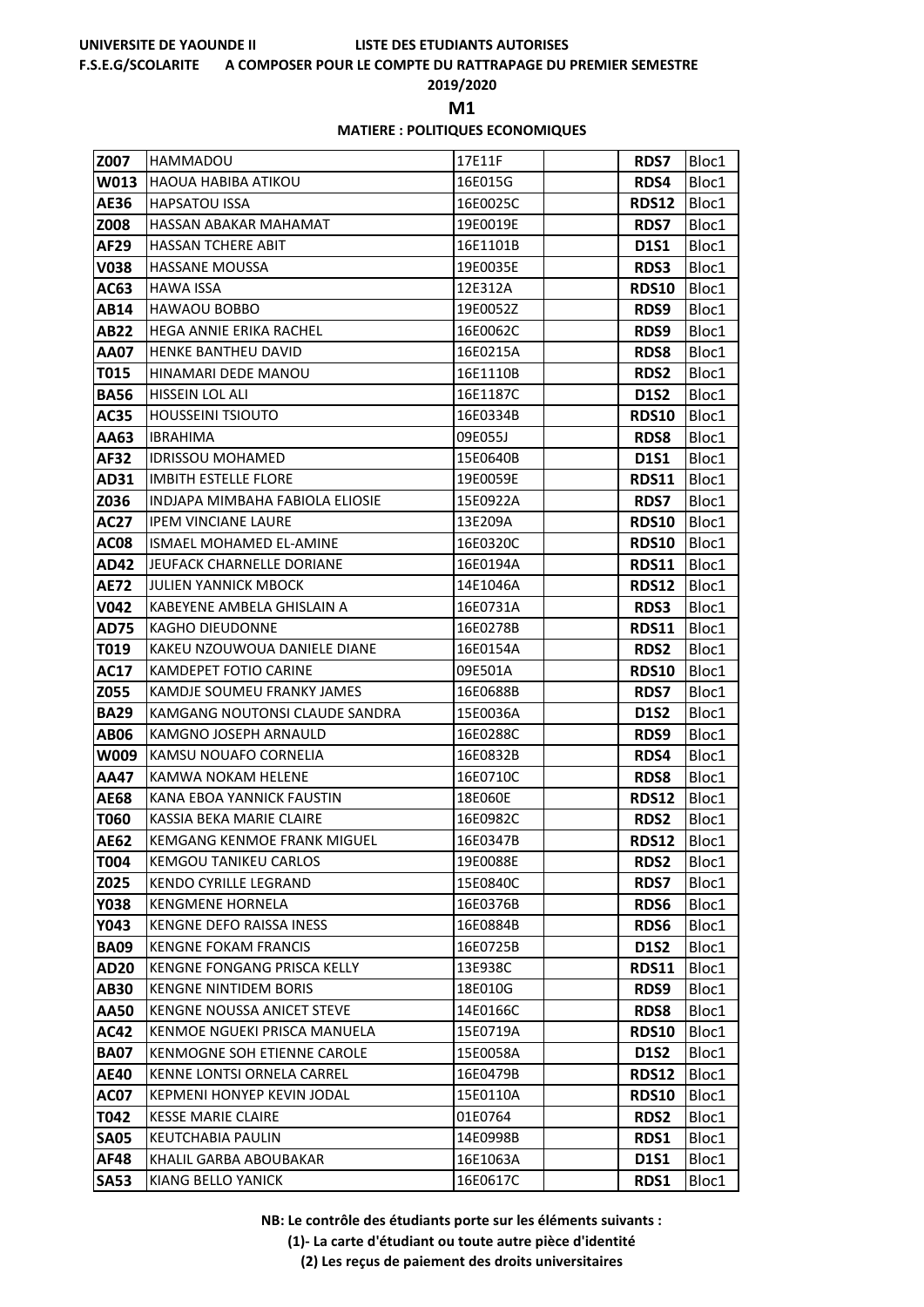UNIVERSITE DE YAOUNDE II LISTE DES ETUDIANTS AUTORISES

F.S.E.G/SCOLARITE A COMPOSER POUR LE COMPTE DU RATTRAPAGE DU PREMIER SEMESTRE

2019/2020

**M1**

**MATIERE : POLITIQUES ECONOMIQUES**

| | | | | | |
|---|---|---|---|---|---|
| **Z007** | HAMMADOU | 17E11F | | **RDS7** | Bloc1 |
| **W013** | HAOUA HABIBA ATIKOU | 16E015G | | **RDS4** | Bloc1 |
| **AE36** | HAPSATOU ISSA | 16E0025C | | **RDS12** | Bloc1 |
| **Z008** | HASSAN ABAKAR MAHAMAT | 19E0019E | | **RDS7** | Bloc1 |
| **AF29** | HASSAN TCHERE ABIT | 16E1101B | | **D1S1** | Bloc1 |
| **V038** | HASSANE MOUSSA | 19E0035E | | **RDS3** | Bloc1 |
| **AC63** | HAWA ISSA | 12E312A | | **RDS10** | Bloc1 |
| **AB14** | HAWAOU BOBBO | 19E0052Z | | **RDS9** | Bloc1 |
| **AB22** | HEGA ANNIE ERIKA RACHEL | 16E0062C | | **RDS9** | Bloc1 |
| **AA07** | HENKE BANTHEU DAVID | 16E0215A | | **RDS8** | Bloc1 |
| **T015** | HINAMARI DEDE MANOU | 16E1110B | | **RDS2** | Bloc1 |
| **BA56** | HISSEIN LOL ALI | 16E1187C | | **D1S2** | Bloc1 |
| **AC35** | HOUSSEINI TSIOUTO | 16E0334B | | **RDS10** | Bloc1 |
| **AA63** | IBRAHIMA | 09E055J | | **RDS8** | Bloc1 |
| **AF32** | IDRISSOU MOHAMED | 15E0640B | | **D1S1** | Bloc1 |
| **AD31** | IMBITH ESTELLE FLORE | 19E0059E | | **RDS11** | Bloc1 |
| **Z036** | INDJAPA MIMBAHA FABIOLA ELIOSIE | 15E0922A | | **RDS7** | Bloc1 |
| **AC27** | IPEM VINCIANE LAURE | 13E209A | | **RDS10** | Bloc1 |
| **AC08** | ISMAEL MOHAMED EL-AMINE | 16E0320C | | **RDS10** | Bloc1 |
| **AD42** | JEUFACK CHARNELLE DORIANE | 16E0194A | | **RDS11** | Bloc1 |
| **AE72** | JULIEN YANNICK MBOCK | 14E1046A | | **RDS12** | Bloc1 |
| **V042** | KABEYENE AMBELA GHISLAIN A | 16E0731A | | **RDS3** | Bloc1 |
| **AD75** | KAGHO DIEUDONNE | 16E0278B | | **RDS11** | Bloc1 |
| **T019** | KAKEU NZOUWOUA DANIELE DIANE | 16E0154A | | **RDS2** | Bloc1 |
| **AC17** | KAMDEPET FOTIO CARINE | 09E501A | | **RDS10** | Bloc1 |
| **Z055** | KAMDJE SOUMEU FRANKY JAMES | 16E0688B | | **RDS7** | Bloc1 |
| **BA29** | KAMGANG NOUTONSI CLAUDE SANDRA | 15E0036A | | **D1S2** | Bloc1 |
| **AB06** | KAMGNO JOSEPH ARNAULD | 16E0288C | | **RDS9** | Bloc1 |
| **W009** | KAMSU NOUAFO CORNELIA | 16E0832B | | **RDS4** | Bloc1 |
| **AA47** | KAMWA NOKAM HELENE | 16E0710C | | **RDS8** | Bloc1 |
| **AE68** | KANA EBOA YANNICK FAUSTIN | 18E060E | | **RDS12** | Bloc1 |
| **T060** | KASSIA BEKA MARIE CLAIRE | 16E0982C | | **RDS2** | Bloc1 |
| **AE62** | KEMGANG KENMOE FRANK MIGUEL | 16E0347B | | **RDS12** | Bloc1 |
| **T004** | KEMGOU TANIKEU CARLOS | 19E0088E | | **RDS2** | Bloc1 |
| **Z025** | KENDO CYRILLE LEGRAND | 15E0840C | | **RDS7** | Bloc1 |
| **Y038** | KENGMENE HORNELA | 16E0376B | | **RDS6** | Bloc1 |
| **Y043** | KENGNE DEFO RAISSA INESS | 16E0884B | | **RDS6** | Bloc1 |
| **BA09** | KENGNE FOKAM FRANCIS | 16E0725B | | **D1S2** | Bloc1 |
| **AD20** | KENGNE FONGANG PRISCA KELLY | 13E938C | | **RDS11** | Bloc1 |
| **AB30** | KENGNE NINTIDEM BORIS | 18E010G | | **RDS9** | Bloc1 |
| **AA50** | KENGNE NOUSSA ANICET STEVE | 14E0166C | | **RDS8** | Bloc1 |
| **AC42** | KENMOE NGUEKI PRISCA MANUELA | 15E0719A | | **RDS10** | Bloc1 |
| **BA07** | KENMOGNE SOH ETIENNE CAROLE | 15E0058A | | **D1S2** | Bloc1 |
| **AE40** | KENNE LONTSI ORNELA CARREL | 16E0479B | | **RDS12** | Bloc1 |
| **AC07** | KEPMENI HONYEP KEVIN JODAL | 15E0110A | | **RDS10** | Bloc1 |
| **T042** | KESSE MARIE CLAIRE | 01E0764 | | **RDS2** | Bloc1 |
| **SA05** | KEUTCHABIA PAULIN | 14E0998B | | **RDS1** | Bloc1 |
| **AF48** | KHALIL GARBA ABOUBAKAR | 16E1063A | | **D1S1** | Bloc1 |
| **SA53** | KIANG BELLO YANICK | 16E0617C | | **RDS1** | Bloc1 |

**NB: Le contrôle des étudiants porte sur les éléments suivants :**

**(1)- La carte d'étudiant ou toute autre pièce d'identité**

**(2) Les reçus de paiement des droits universitaires**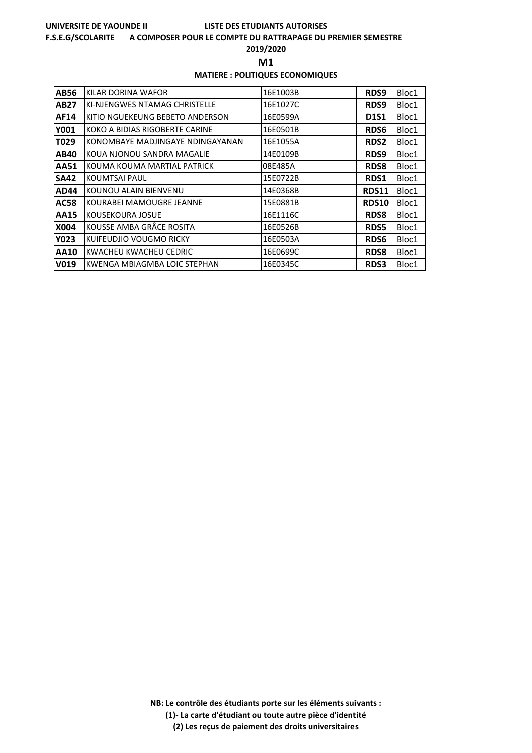UNIVERSITE DE YAOUNDE II — LISTE DES ETUDIANTS AUTORISES

F.S.E.G/SCOLARITE — A COMPOSER POUR LE COMPTE DU RATTRAPAGE DU PREMIER SEMESTRE

2019/2020

**M1**

**MATIERE : POLITIQUES ECONOMIQUES**

| | | | | | |
|---|---|---|---|---|---|
| **AB56** | KILAR DORINA WAFOR | 16E1003B | | **RDS9** | Bloc1 |
| **AB27** | KI-NJENGWES NTAMAG CHRISTELLE | 16E1027C | | **RDS9** | Bloc1 |
| **AF14** | KITIO NGUEKEUNG BEBETO ANDERSON | 16E0599A | | **D1S1** | Bloc1 |
| **Y001** | KOKO A BIDIAS RIGOBERTE CARINE | 16E0501B | | **RDS6** | Bloc1 |
| **T029** | KONOMBAYE MADJINGAYE NDINGAYANAN | 16E1055A | | **RDS2** | Bloc1 |
| **AB40** | KOUA NJONOU SANDRA MAGALIE | 14E0109B | | **RDS9** | Bloc1 |
| **AA51** | KOUMA KOUMA MARTIAL PATRICK | 08E485A | | **RDS8** | Bloc1 |
| **SA42** | KOUMTSAI PAUL | 15E0722B | | **RDS1** | Bloc1 |
| **AD44** | KOUNOU ALAIN BIENVENU | 14E0368B | | **RDS11** | Bloc1 |
| **AC58** | KOURABEI MAMOUGRE JEANNE | 15E0881B | | **RDS10** | Bloc1 |
| **AA15** | KOUSEKOURA JOSUE | 16E1116C | | **RDS8** | Bloc1 |
| **X004** | KOUSSE AMBA GRÂCE ROSITA | 16E0526B | | **RDS5** | Bloc1 |
| **Y023** | KUIFEUDJIO VOUGMO RICKY | 16E0503A | | **RDS6** | Bloc1 |
| **AA10** | KWACHEU KWACHEU CEDRIC | 16E0699C | | **RDS8** | Bloc1 |
| **V019** | KWENGA MBIAGMBA LOIC STEPHAN | 16E0345C | | **RDS3** | Bloc1 |

**NB: Le contrôle des étudiants porte sur les éléments suivants :**

**(1)- La carte d'étudiant ou toute autre pièce d'identité**

**(2) Les reçus de paiement des droits universitaires**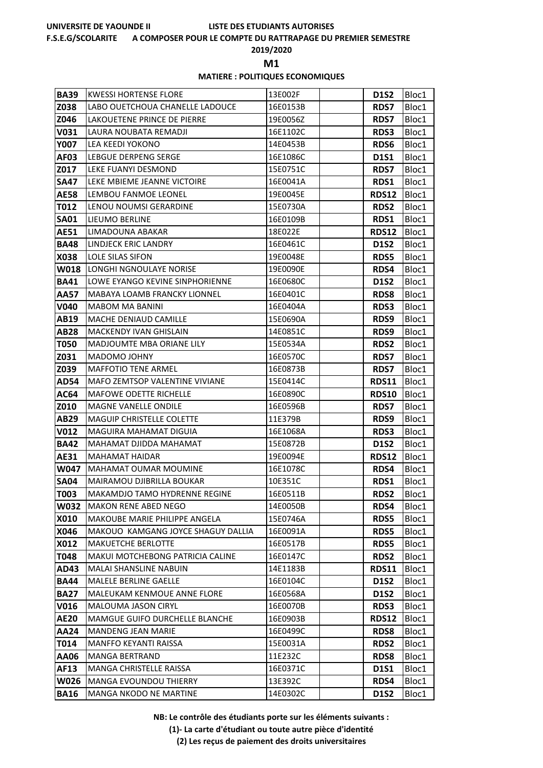**UNIVERSITE DE YAOUNDE II** **LISTE DES ETUDIANTS AUTORISES**

**F.S.E.G/SCOLARITE** **A COMPOSER POUR LE COMPTE DU RATTRAPAGE DU PREMIER SEMESTRE**

**2019/2020**

**M1**

**MATIERE : POLITIQUES ECONOMIQUES**

| | | | | | |
|---|---|---|---|---|---|
| **BA39** | KWESSI HORTENSE FLORE | 13E002F | | **D1S2** | Bloc1 |
| **Z038** | LABO OUETCHOUA CHANELLE LADOUCE | 16E0153B | | **RDS7** | Bloc1 |
| **Z046** | LAKOUETENE PRINCE DE PIERRE | 19E0056Z | | **RDS7** | Bloc1 |
| **V031** | LAURA NOUBATA REMADJI | 16E1102C | | **RDS3** | Bloc1 |
| **Y007** | LEA KEEDI YOKONO | 14E0453B | | **RDS6** | Bloc1 |
| **AF03** | LEBGUE DERPENG SERGE | 16E1086C | | **D1S1** | Bloc1 |
| **Z017** | LEKE FUANYI DESMOND | 15E0751C | | **RDS7** | Bloc1 |
| **SA47** | LEKE MBIEME JEANNE VICTOIRE | 16E0041A | | **RDS1** | Bloc1 |
| **AE58** | LEMBOU FANMOE LEONEL | 19E0045E | | **RDS12** | Bloc1 |
| **T012** | LENOU NOUMSI GERARDINE | 15E0730A | | **RDS2** | Bloc1 |
| **SA01** | LIEUMO BERLINE | 16E0109B | | **RDS1** | Bloc1 |
| **AE51** | LIMADOUNA ABAKAR | 18E022E | | **RDS12** | Bloc1 |
| **BA48** | LINDJECK ERIC LANDRY | 16E0461C | | **D1S2** | Bloc1 |
| **X038** | LOLE SILAS SIFON | 19E0048E | | **RDS5** | Bloc1 |
| **W018** | LONGHI NGNOULAYE NORISE | 19E0090E | | **RDS4** | Bloc1 |
| **BA41** | LOWE EYANGO KEVINE SINPHORIENNE | 16E0680C | | **D1S2** | Bloc1 |
| **AA57** | MABAYA LOAMB FRANCKY LIONNEL | 16E0401C | | **RDS8** | Bloc1 |
| **V040** | MABOM MA BANINI | 16E0404A | | **RDS3** | Bloc1 |
| **AB19** | MACHE DENIAUD CAMILLE | 15E0690A | | **RDS9** | Bloc1 |
| **AB28** | MACKENDY IVAN GHISLAIN | 14E0851C | | **RDS9** | Bloc1 |
| **T050** | MADJOUMTE MBA ORIANE LILY | 15E0534A | | **RDS2** | Bloc1 |
| **Z031** | MADOMO JOHNY | 16E0570C | | **RDS7** | Bloc1 |
| **Z039** | MAFFOTIO TENE ARMEL | 16E0873B | | **RDS7** | Bloc1 |
| **AD54** | MAFO ZEMTSOP VALENTINE VIVIANE | 15E0414C | | **RDS11** | Bloc1 |
| **AC64** | MAFOWE ODETTE RICHELLE | 16E0890C | | **RDS10** | Bloc1 |
| **Z010** | MAGNE VANELLE ONDILE | 16E0596B | | **RDS7** | Bloc1 |
| **AB29** | MAGUIP CHRISTELLE COLETTE | 11E379B | | **RDS9** | Bloc1 |
| **V012** | MAGUIRA MAHAMAT DIGUIA | 16E1068A | | **RDS3** | Bloc1 |
| **BA42** | MAHAMAT DJIDDA MAHAMAT | 15E0872B | | **D1S2** | Bloc1 |
| **AE31** | MAHAMAT HAIDAR | 19E0094E | | **RDS12** | Bloc1 |
| **W047** | MAHAMAT OUMAR MOUMINE | 16E1078C | | **RDS4** | Bloc1 |
| **SA04** | MAIRAMOU DJIBRILLA BOUKAR | 10E351C | | **RDS1** | Bloc1 |
| **T003** | MAKAMDJO TAMO HYDRENNE REGINE | 16E0511B | | **RDS2** | Bloc1 |
| **W032** | MAKON RENE ABED NEGO | 14E0050B | | **RDS4** | Bloc1 |
| **X010** | MAKOUBE MARIE PHILIPPE ANGELA | 15E0746A | | **RDS5** | Bloc1 |
| **X046** | MAKOUO KAMGANG JOYCE SHAGUY DALLIA | 16E0091A | | **RDS5** | Bloc1 |
| **X012** | MAKUETCHE BERLOTTE | 16E0517B | | **RDS5** | Bloc1 |
| **T048** | MAKUI MOTCHEBONG PATRICIA CALINE | 16E0147C | | **RDS2** | Bloc1 |
| **AD43** | MALAI SHANSLINE NABUIN | 14E1183B | | **RDS11** | Bloc1 |
| **BA44** | MALELE BERLINE GAELLE | 16E0104C | | **D1S2** | Bloc1 |
| **BA27** | MALEUKAM KENMOUE ANNE FLORE | 16E0568A | | **D1S2** | Bloc1 |
| **V016** | MALOUMA JASON CIRYL | 16E0070B | | **RDS3** | Bloc1 |
| **AE20** | MAMGUE GUIFO DURCHELLE BLANCHE | 16E0903B | | **RDS12** | Bloc1 |
| **AA24** | MANDENG JEAN MARIE | 16E0499C | | **RDS8** | Bloc1 |
| **T014** | MANFFO KEYANTI RAISSA | 15E0031A | | **RDS2** | Bloc1 |
| **AA06** | MANGA BERTRAND | 11E232C | | **RDS8** | Bloc1 |
| **AF13** | MANGA CHRISTELLE RAISSA | 16E0371C | | **D1S1** | Bloc1 |
| **W026** | MANGA EVOUNDOU THIERRY | 13E392C | | **RDS4** | Bloc1 |
| **BA16** | MANGA NKODO NE MARTINE | 14E0302C | | **D1S2** | Bloc1 |

**NB: Le contrôle des étudiants porte sur les éléments suivants :**

**(1)- La carte d'étudiant ou toute autre pièce d'identité**

**(2) Les reçus de paiement des droits universitaires**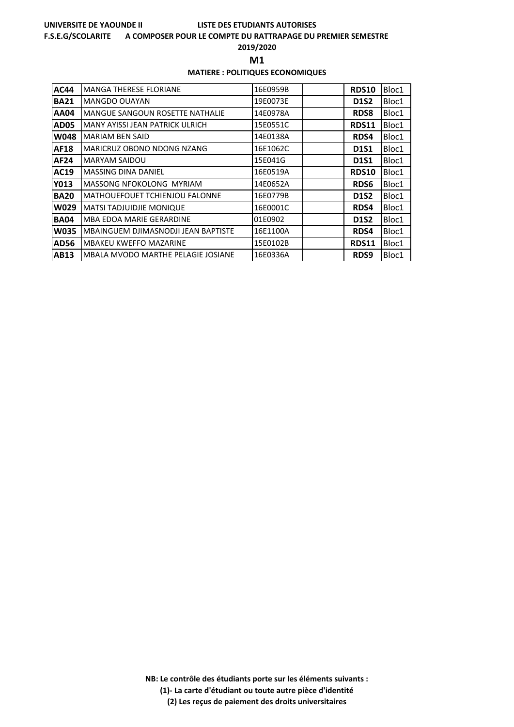UNIVERSITE DE YAOUNDE II — LISTE DES ETUDIANTS AUTORISES

F.S.E.G/SCOLARITE — A COMPOSER POUR LE COMPTE DU RATTRAPAGE DU PREMIER SEMESTRE

2019/2020

**M1**

**MATIERE : POLITIQUES ECONOMIQUES**

| | | | | | |
|---|---|---|---|---|---|
| **AC44** | MANGA THERESE FLORIANE | 16E0959B | | **RDS10** | Bloc1 |
| **BA21** | MANGDO OUAYAN | 19E0073E | | **D1S2** | Bloc1 |
| **AA04** | MANGUE SANGOUN ROSETTE NATHALIE | 14E0978A | | **RDS8** | Bloc1 |
| **AD05** | MANY AYISSI JEAN PATRICK ULRICH | 15E0551C | | **RDS11** | Bloc1 |
| **W048** | MARIAM BEN SAID | 14E0138A | | **RDS4** | Bloc1 |
| **AF18** | MARICRUZ OBONO NDONG NZANG | 16E1062C | | **D1S1** | Bloc1 |
| **AF24** | MARYAM SAIDOU | 15E041G | | **D1S1** | Bloc1 |
| **AC19** | MASSING DINA DANIEL | 16E0519A | | **RDS10** | Bloc1 |
| **Y013** | MASSONG NFOKOLONG MYRIAM | 14E0652A | | **RDS6** | Bloc1 |
| **BA20** | MATHOUEFOUET TCHIENJOU FALONNE | 16E0779B | | **D1S2** | Bloc1 |
| **W029** | MATSI TADJUIDJIE MONIQUE | 16E0001C | | **RDS4** | Bloc1 |
| **BA04** | MBA EDOA MARIE GERARDINE | 01E0902 | | **D1S2** | Bloc1 |
| **W035** | MBAINGUEM DJIMASNODJI JEAN BAPTISTE | 16E1100A | | **RDS4** | Bloc1 |
| **AD56** | MBAKEU KWEFFO MAZARINE | 15E0102B | | **RDS11** | Bloc1 |
| **AB13** | MBALA MVODO MARTHE PELAGIE JOSIANE | 16E0336A | | **RDS9** | Bloc1 |

**NB: Le contrôle des étudiants porte sur les éléments suivants :**

**(1)- La carte d'étudiant ou toute autre pièce d'identité**

**(2) Les reçus de paiement des droits universitaires**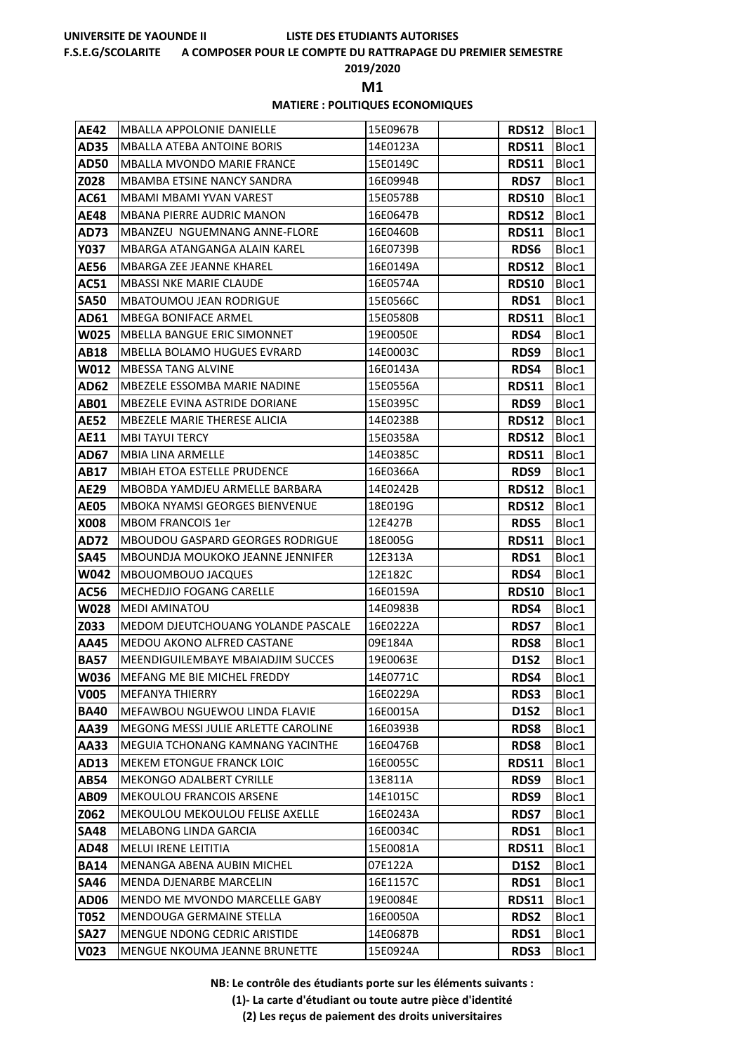UNIVERSITE DE YAOUNDE II — LISTE DES ETUDIANTS AUTORISES

F.S.E.G/SCOLARITE — A COMPOSER POUR LE COMPTE DU RATTRAPAGE DU PREMIER SEMESTRE

2019/2020

**M1**

**MATIERE : POLITIQUES ECONOMIQUES**

| | | | | | |
|---|---|---|---|---|---|
| **AE42** | MBALLA APPOLONIE DANIELLE | 15E0967B | | **RDS12** | Bloc1 |
| **AD35** | MBALLA ATEBA ANTOINE BORIS | 14E0123A | | **RDS11** | Bloc1 |
| **AD50** | MBALLA MVONDO MARIE FRANCE | 15E0149C | | **RDS11** | Bloc1 |
| **Z028** | MBAMBA ETSINE NANCY SANDRA | 16E0994B | | **RDS7** | Bloc1 |
| **AC61** | MBAMI MBAMI YVAN VAREST | 15E0578B | | **RDS10** | Bloc1 |
| **AE48** | MBANA PIERRE AUDRIC MANON | 16E0647B | | **RDS12** | Bloc1 |
| **AD73** | MBANZEU NGUEMNANG ANNE-FLORE | 16E0460B | | **RDS11** | Bloc1 |
| **Y037** | MBARGA ATANGANGA ALAIN KAREL | 16E0739B | | **RDS6** | Bloc1 |
| **AE56** | MBARGA ZEE JEANNE KHAREL | 16E0149A | | **RDS12** | Bloc1 |
| **AC51** | MBASSI NKE MARIE CLAUDE | 16E0574A | | **RDS10** | Bloc1 |
| **SA50** | MBATOUMOU JEAN RODRIGUE | 15E0566C | | **RDS1** | Bloc1 |
| **AD61** | MBEGA BONIFACE ARMEL | 15E0580B | | **RDS11** | Bloc1 |
| **W025** | MBELLA BANGUE ERIC SIMONNET | 19E0050E | | **RDS4** | Bloc1 |
| **AB18** | MBELLA BOLAMO HUGUES EVRARD | 14E0003C | | **RDS9** | Bloc1 |
| **W012** | MBESSA TANG ALVINE | 16E0143A | | **RDS4** | Bloc1 |
| **AD62** | MBEZELE ESSOMBA MARIE NADINE | 15E0556A | | **RDS11** | Bloc1 |
| **AB01** | MBEZELE EVINA ASTRIDE DORIANE | 15E0395C | | **RDS9** | Bloc1 |
| **AE52** | MBEZELE MARIE THERESE ALICIA | 14E0238B | | **RDS12** | Bloc1 |
| **AE11** | MBI TAYUI TERCY | 15E0358A | | **RDS12** | Bloc1 |
| **AD67** | MBIA LINA ARMELLE | 14E0385C | | **RDS11** | Bloc1 |
| **AB17** | MBIAH ETOA ESTELLE PRUDENCE | 16E0366A | | **RDS9** | Bloc1 |
| **AE29** | MBOBDA YAMDJEU ARMELLE BARBARA | 14E0242B | | **RDS12** | Bloc1 |
| **AE05** | MBOKA NYAMSI GEORGES BIENVENUE | 18E019G | | **RDS12** | Bloc1 |
| **X008** | MBOM FRANCOIS 1er | 12E427B | | **RDS5** | Bloc1 |
| **AD72** | MBOUDOU GASPARD GEORGES RODRIGUE | 18E005G | | **RDS11** | Bloc1 |
| **SA45** | MBOUNDJA MOUKOKO JEANNE JENNIFER | 12E313A | | **RDS1** | Bloc1 |
| **W042** | MBOUOMBOUO JACQUES | 12E182C | | **RDS4** | Bloc1 |
| **AC56** | MECHEDJIO FOGANG CARELLE | 16E0159A | | **RDS10** | Bloc1 |
| **W028** | MEDI AMINATOU | 14E0983B | | **RDS4** | Bloc1 |
| **Z033** | MEDOM DJEUTCHOUANG YOLANDE PASCALE | 16E0222A | | **RDS7** | Bloc1 |
| **AA45** | MEDOU AKONO ALFRED CASTANE | 09E184A | | **RDS8** | Bloc1 |
| **BA57** | MEENDIGUILEMBAYE MBAIADJIM SUCCES | 19E0063E | | **D1S2** | Bloc1 |
| **W036** | MEFANG ME BIE MICHEL FREDDY | 14E0771C | | **RDS4** | Bloc1 |
| **V005** | MEFANYA THIERRY | 16E0229A | | **RDS3** | Bloc1 |
| **BA40** | MEFAWBOU NGUEWOU LINDA FLAVIE | 16E0015A | | **D1S2** | Bloc1 |
| **AA39** | MEGONG MESSI JULIE ARLETTE CAROLINE | 16E0393B | | **RDS8** | Bloc1 |
| **AA33** | MEGUIA TCHONANG KAMNANG YACINTHE | 16E0476B | | **RDS8** | Bloc1 |
| **AD13** | MEKEM ETONGUE FRANCK LOIC | 16E0055C | | **RDS11** | Bloc1 |
| **AB54** | MEKONGO ADALBERT CYRILLE | 13E811A | | **RDS9** | Bloc1 |
| **AB09** | MEKOULOU FRANCOIS ARSENE | 14E1015C | | **RDS9** | Bloc1 |
| **Z062** | MEKOULOU MEKOULOU FELISE AXELLE | 16E0243A | | **RDS7** | Bloc1 |
| **SA48** | MELABONG LINDA GARCIA | 16E0034C | | **RDS1** | Bloc1 |
| **AD48** | MELUI IRENE LEITITIA | 15E0081A | | **RDS11** | Bloc1 |
| **BA14** | MENANGA ABENA AUBIN MICHEL | 07E122A | | **D1S2** | Bloc1 |
| **SA46** | MENDA DJENARBE MARCELIN | 16E1157C | | **RDS1** | Bloc1 |
| **AD06** | MENDO ME MVONDO MARCELLE GABY | 19E0084E | | **RDS11** | Bloc1 |
| **T052** | MENDOUGA GERMAINE STELLA | 16E0050A | | **RDS2** | Bloc1 |
| **SA27** | MENGUE NDONG CEDRIC ARISTIDE | 14E0687B | | **RDS1** | Bloc1 |
| **V023** | MENGUE NKOUMA JEANNE BRUNETTE | 15E0924A | | **RDS3** | Bloc1 |

**NB: Le contrôle des étudiants porte sur les éléments suivants :**

**(1)- La carte d'étudiant ou toute autre pièce d'identité**

**(2) Les reçus de paiement des droits universitaires**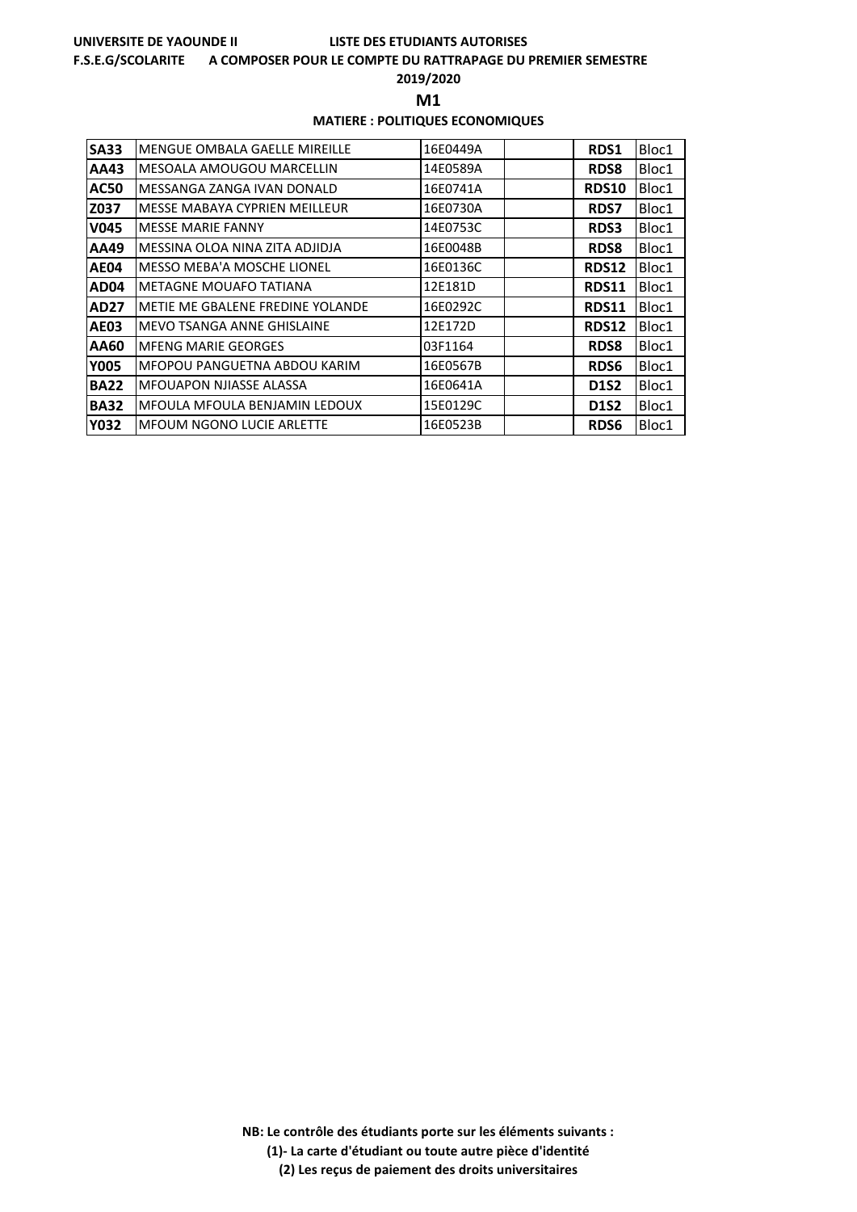UNIVERSITE DE YAOUNDE II — LISTE DES ETUDIANTS AUTORISES

F.S.E.G/SCOLARITE — A COMPOSER POUR LE COMPTE DU RATTRAPAGE DU PREMIER SEMESTRE

**2019/2020**

## M1

### MATIERE : POLITIQUES ECONOMIQUES

| | | | | | |
|---|---|---|---|---|---|
| **SA33** | MENGUE OMBALA GAELLE MIREILLE | 16E0449A | | **RDS1** | Bloc1 |
| **AA43** | MESOALA AMOUGOU MARCELLIN | 14E0589A | | **RDS8** | Bloc1 |
| **AC50** | MESSANGA ZANGA IVAN DONALD | 16E0741A | | **RDS10** | Bloc1 |
| **Z037** | MESSE MABAYA CYPRIEN MEILLEUR | 16E0730A | | **RDS7** | Bloc1 |
| **V045** | MESSE MARIE FANNY | 14E0753C | | **RDS3** | Bloc1 |
| **AA49** | MESSINA OLOA NINA ZITA ADJIDJA | 16E0048B | | **RDS8** | Bloc1 |
| **AE04** | MESSO MEBA'A MOSCHE LIONEL | 16E0136C | | **RDS12** | Bloc1 |
| **AD04** | METAGNE MOUAFO TATIANA | 12E181D | | **RDS11** | Bloc1 |
| **AD27** | METIE ME GBALENE FREDINE YOLANDE | 16E0292C | | **RDS11** | Bloc1 |
| **AE03** | MEVO TSANGA ANNE GHISLAINE | 12E172D | | **RDS12** | Bloc1 |
| **AA60** | MFENG MARIE GEORGES | 03F1164 | | **RDS8** | Bloc1 |
| **Y005** | MFOPOU PANGUETNA ABDOU KARIM | 16E0567B | | **RDS6** | Bloc1 |
| **BA22** | MFOUAPON NJIASSE ALASSA | 16E0641A | | **D1S2** | Bloc1 |
| **BA32** | MFOULA MFOULA BENJAMIN LEDOUX | 15E0129C | | **D1S2** | Bloc1 |
| **Y032** | MFOUM NGONO LUCIE ARLETTE | 16E0523B | | **RDS6** | Bloc1 |

**NB: Le contrôle des étudiants porte sur les éléments suivants :**

**(1)- La carte d'étudiant ou toute autre pièce d'identité**

**(2) Les reçus de paiement des droits universitaires**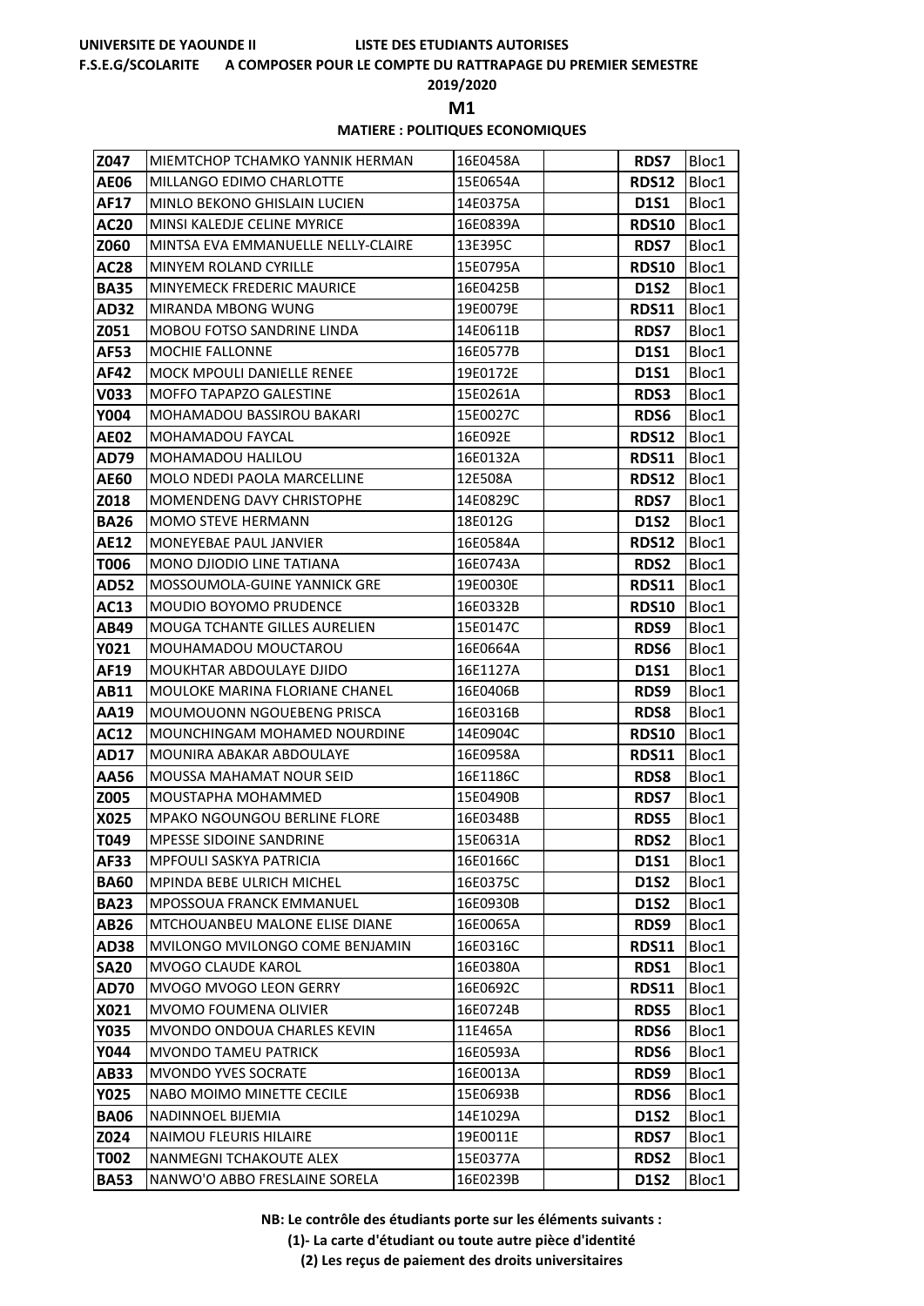UNIVERSITE DE YAOUNDE II — LISTE DES ETUDIANTS AUTORISES

F.S.E.G/SCOLARITE — A COMPOSER POUR LE COMPTE DU RATTRAPAGE DU PREMIER SEMESTRE

2019/2020

**M1**

**MATIERE : POLITIQUES ECONOMIQUES**

| | | | | | |
|---|---|---|---|---|---|
| **Z047** | MIEMTCHOP TCHAMKO YANNIK HERMAN | 16E0458A | | **RDS7** | Bloc1 |
| **AE06** | MILLANGO EDIMO CHARLOTTE | 15E0654A | | **RDS12** | Bloc1 |
| **AF17** | MINLO BEKONO GHISLAIN LUCIEN | 14E0375A | | **D1S1** | Bloc1 |
| **AC20** | MINSI KALEDJE CELINE MYRICE | 16E0839A | | **RDS10** | Bloc1 |
| **Z060** | MINTSA EVA EMMANUELLE NELLY-CLAIRE | 13E395C | | **RDS7** | Bloc1 |
| **AC28** | MINYEM ROLAND CYRILLE | 15E0795A | | **RDS10** | Bloc1 |
| **BA35** | MINYEMECK FREDERIC MAURICE | 16E0425B | | **D1S2** | Bloc1 |
| **AD32** | MIRANDA MBONG WUNG | 19E0079E | | **RDS11** | Bloc1 |
| **Z051** | MOBOU FOTSO SANDRINE LINDA | 14E0611B | | **RDS7** | Bloc1 |
| **AF53** | MOCHIE FALLONNE | 16E0577B | | **D1S1** | Bloc1 |
| **AF42** | MOCK MPOULI DANIELLE RENEE | 19E0172E | | **D1S1** | Bloc1 |
| **V033** | MOFFO TAPAPZO GALESTINE | 15E0261A | | **RDS3** | Bloc1 |
| **Y004** | MOHAMADOU BASSIROU BAKARI | 15E0027C | | **RDS6** | Bloc1 |
| **AE02** | MOHAMADOU FAYCAL | 16E092E | | **RDS12** | Bloc1 |
| **AD79** | MOHAMADOU HALILOU | 16E0132A | | **RDS11** | Bloc1 |
| **AE60** | MOLO NDEDI PAOLA MARCELLINE | 12E508A | | **RDS12** | Bloc1 |
| **Z018** | MOMENDENG DAVY CHRISTOPHE | 14E0829C | | **RDS7** | Bloc1 |
| **BA26** | MOMO STEVE HERMANN | 18E012G | | **D1S2** | Bloc1 |
| **AE12** | MONEYEBAE PAUL JANVIER | 16E0584A | | **RDS12** | Bloc1 |
| **T006** | MONO DJIODIO LINE TATIANA | 16E0743A | | **RDS2** | Bloc1 |
| **AD52** | MOSSOUMOLA-GUINE YANNICK GRE | 19E0030E | | **RDS11** | Bloc1 |
| **AC13** | MOUDIO BOYOMO PRUDENCE | 16E0332B | | **RDS10** | Bloc1 |
| **AB49** | MOUGA TCHANTE GILLES AURELIEN | 15E0147C | | **RDS9** | Bloc1 |
| **Y021** | MOUHAMADOU MOUCTAROU | 16E0664A | | **RDS6** | Bloc1 |
| **AF19** | MOUKHTAR ABDOULAYE DJIDO | 16E1127A | | **D1S1** | Bloc1 |
| **AB11** | MOULOKE MARINA FLORIANE CHANEL | 16E0406B | | **RDS9** | Bloc1 |
| **AA19** | MOUMOUONN NGOUEBENG PRISCA | 16E0316B | | **RDS8** | Bloc1 |
| **AC12** | MOUNCHINGAM MOHAMED NOURDINE | 14E0904C | | **RDS10** | Bloc1 |
| **AD17** | MOUNIRA ABAKAR ABDOULAYE | 16E0958A | | **RDS11** | Bloc1 |
| **AA56** | MOUSSA MAHAMAT NOUR SEID | 16E1186C | | **RDS8** | Bloc1 |
| **Z005** | MOUSTAPHA MOHAMMED | 15E0490B | | **RDS7** | Bloc1 |
| **X025** | MPAKO NGOUNGOU BERLINE FLORE | 16E0348B | | **RDS5** | Bloc1 |
| **T049** | MPESSE SIDOINE SANDRINE | 15E0631A | | **RDS2** | Bloc1 |
| **AF33** | MPFOULI SASKYA PATRICIA | 16E0166C | | **D1S1** | Bloc1 |
| **BA60** | MPINDA BEBE ULRICH MICHEL | 16E0375C | | **D1S2** | Bloc1 |
| **BA23** | MPOSSOUA FRANCK EMMANUEL | 16E0930B | | **D1S2** | Bloc1 |
| **AB26** | MTCHOUANBEU MALONE ELISE DIANE | 16E0065A | | **RDS9** | Bloc1 |
| **AD38** | MVILONGO MVILONGO COME BENJAMIN | 16E0316C | | **RDS11** | Bloc1 |
| **SA20** | MVOGO CLAUDE KAROL | 16E0380A | | **RDS1** | Bloc1 |
| **AD70** | MVOGO MVOGO LEON GERRY | 16E0692C | | **RDS11** | Bloc1 |
| **X021** | MVOMO FOUMENA OLIVIER | 16E0724B | | **RDS5** | Bloc1 |
| **Y035** | MVONDO ONDOUA CHARLES KEVIN | 11E465A | | **RDS6** | Bloc1 |
| **Y044** | MVONDO TAMEU PATRICK | 16E0593A | | **RDS6** | Bloc1 |
| **AB33** | MVONDO YVES SOCRATE | 16E0013A | | **RDS9** | Bloc1 |
| **Y025** | NABO MOIMO MINETTE CECILE | 15E0693B | | **RDS6** | Bloc1 |
| **BA06** | NADINNOEL BIJEMIA | 14E1029A | | **D1S2** | Bloc1 |
| **Z024** | NAIMOU FLEURIS HILAIRE | 19E0011E | | **RDS7** | Bloc1 |
| **T002** | NANMEGNI TCHAKOUTE ALEX | 15E0377A | | **RDS2** | Bloc1 |
| **BA53** | NANWO'O ABBO FRESLAINE SORELA | 16E0239B | | **D1S2** | Bloc1 |

**NB: Le contrôle des étudiants porte sur les éléments suivants :**

**(1)- La carte d'étudiant ou toute autre pièce d'identité**

**(2) Les reçus de paiement des droits universitaires**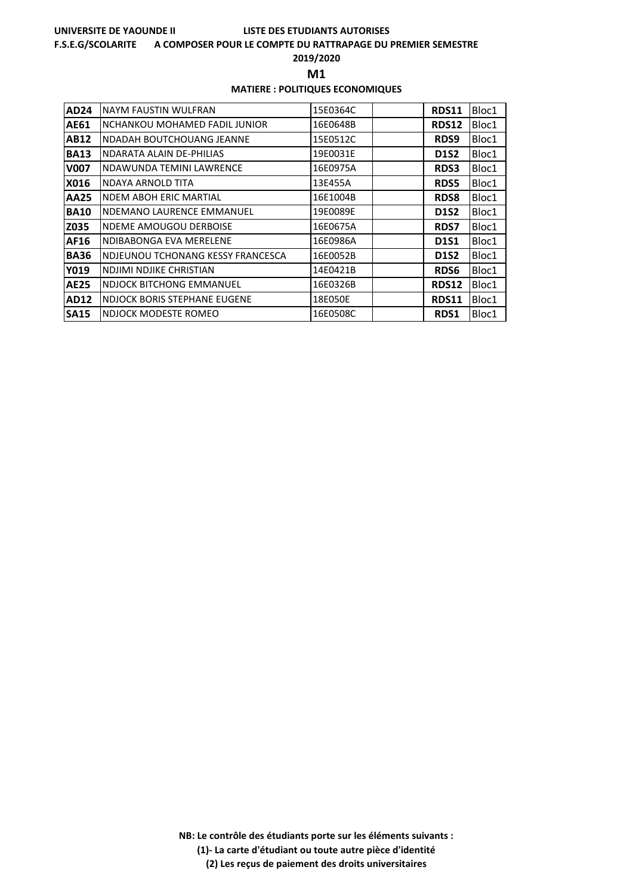**UNIVERSITE DE YAOUNDE II** **LISTE DES ETUDIANTS AUTORISES**

**F.S.E.G/SCOLARITE** **A COMPOSER POUR LE COMPTE DU RATTRAPAGE DU PREMIER SEMESTRE**

**2019/2020**

**M1**

**MATIERE : POLITIQUES ECONOMIQUES**

| | | | | | |
|---|---|---|---|---|---|
| **AD24** | NAYM FAUSTIN WULFRAN | 15E0364C | | **RDS11** | Bloc1 |
| **AE61** | NCHANKOU MOHAMED FADIL JUNIOR | 16E0648B | | **RDS12** | Bloc1 |
| **AB12** | NDADAH BOUTCHOUANG JEANNE | 15E0512C | | **RDS9** | Bloc1 |
| **BA13** | NDARATA ALAIN DE-PHILIAS | 19E0031E | | **D1S2** | Bloc1 |
| **V007** | NDAWUNDA TEMINI LAWRENCE | 16E0975A | | **RDS3** | Bloc1 |
| **X016** | NDAYA ARNOLD TITA | 13E455A | | **RDS5** | Bloc1 |
| **AA25** | NDEM ABOH ERIC MARTIAL | 16E1004B | | **RDS8** | Bloc1 |
| **BA10** | NDEMANO LAURENCE EMMANUEL | 19E0089E | | **D1S2** | Bloc1 |
| **Z035** | NDEME AMOUGOU DERBOISE | 16E0675A | | **RDS7** | Bloc1 |
| **AF16** | NDIBABONGA EVA MERELENE | 16E0986A | | **D1S1** | Bloc1 |
| **BA36** | NDJEUNOU TCHONANG KESSY FRANCESCA | 16E0052B | | **D1S2** | Bloc1 |
| **Y019** | NDJIMI NDJIKE CHRISTIAN | 14E0421B | | **RDS6** | Bloc1 |
| **AE25** | NDJOCK BITCHONG EMMANUEL | 16E0326B | | **RDS12** | Bloc1 |
| **AD12** | NDJOCK BORIS STEPHANE EUGENE | 18E050E | | **RDS11** | Bloc1 |
| **SA15** | NDJOCK MODESTE ROMEO | 16E0508C | | **RDS1** | Bloc1 |

**NB: Le contrôle des étudiants porte sur les éléments suivants :**

**(1)- La carte d'étudiant ou toute autre pièce d'identité**

**(2) Les reçus de paiement des droits universitaires**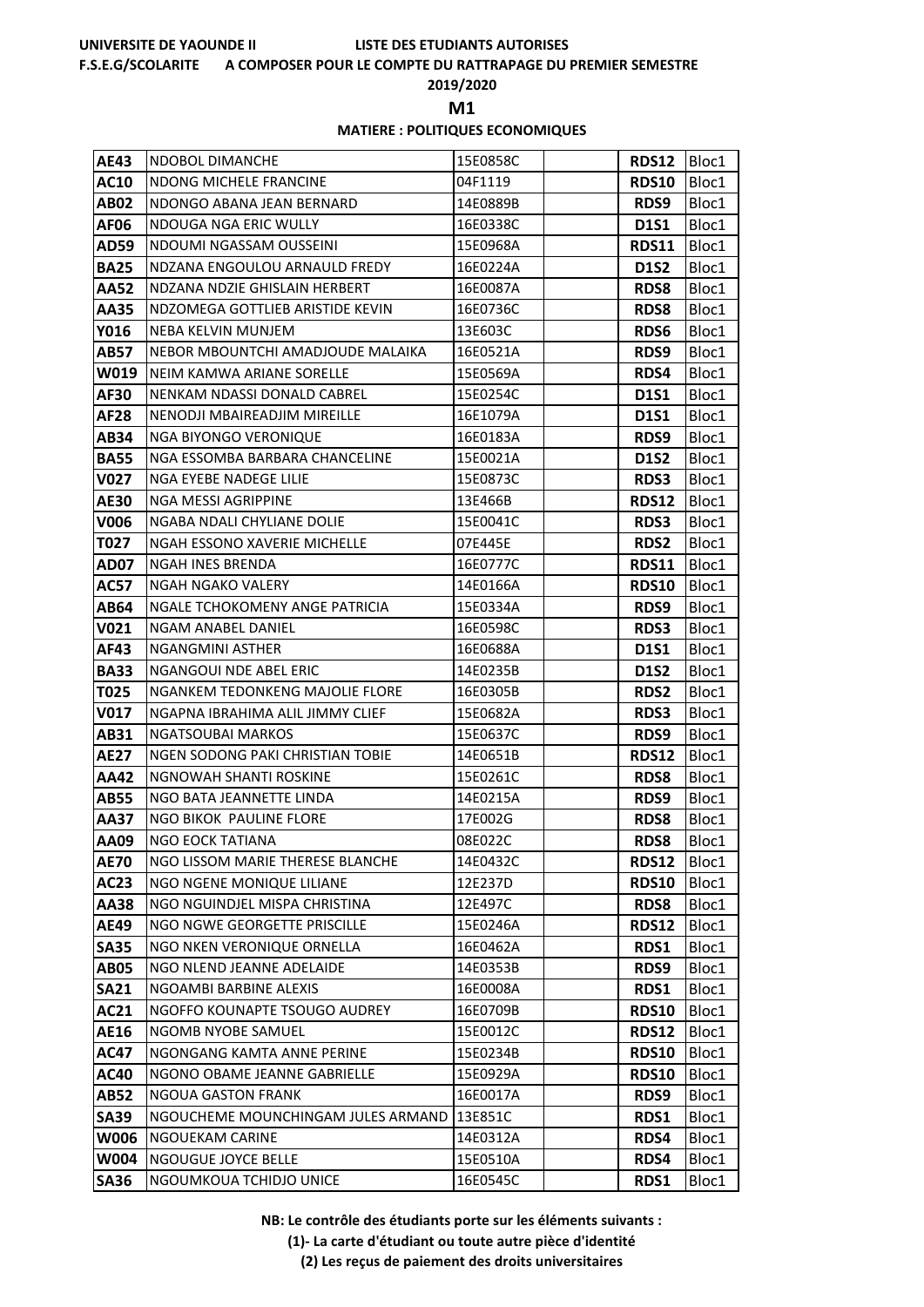**UNIVERSITE DE YAOUNDE II** **LISTE DES ETUDIANTS AUTORISES**

**F.S.E.G/SCOLARITE** **A COMPOSER POUR LE COMPTE DU RATTRAPAGE DU PREMIER SEMESTRE**

**2019/2020**

**M1**

**MATIERE : POLITIQUES ECONOMIQUES**

| | | | | | |
|---|---|---|---|---|---|
| **AE43** | NDOBOL DIMANCHE | 15E0858C | | **RDS12** | Bloc1 |
| **AC10** | NDONG MICHELE FRANCINE | 04F1119 | | **RDS10** | Bloc1 |
| **AB02** | NDONGO ABANA JEAN BERNARD | 14E0889B | | **RDS9** | Bloc1 |
| **AF06** | NDOUGA NGA ERIC WULLY | 16E0338C | | **D1S1** | Bloc1 |
| **AD59** | NDOUMI NGASSAM OUSSEINI | 15E0968A | | **RDS11** | Bloc1 |
| **BA25** | NDZANA ENGOULOU ARNAULD FREDY | 16E0224A | | **D1S2** | Bloc1 |
| **AA52** | NDZANA NDZIE GHISLAIN HERBERT | 16E0087A | | **RDS8** | Bloc1 |
| **AA35** | NDZOMEGA GOTTLIEB ARISTIDE KEVIN | 16E0736C | | **RDS8** | Bloc1 |
| **Y016** | NEBA KELVIN MUNJEM | 13E603C | | **RDS6** | Bloc1 |
| **AB57** | NEBOR MBOUNTCHI AMADJOUDE MALAIKA | 16E0521A | | **RDS9** | Bloc1 |
| **W019** | NEIM KAMWA ARIANE SORELLE | 15E0569A | | **RDS4** | Bloc1 |
| **AF30** | NENKAM NDASSI DONALD CABREL | 15E0254C | | **D1S1** | Bloc1 |
| **AF28** | NENODJI MBAIREADJIM MIREILLE | 16E1079A | | **D1S1** | Bloc1 |
| **AB34** | NGA BIYONGO VERONIQUE | 16E0183A | | **RDS9** | Bloc1 |
| **BA55** | NGA ESSOMBA BARBARA CHANCELINE | 15E0021A | | **D1S2** | Bloc1 |
| **V027** | NGA EYEBE NADEGE LILIE | 15E0873C | | **RDS3** | Bloc1 |
| **AE30** | NGA MESSI AGRIPPINE | 13E466B | | **RDS12** | Bloc1 |
| **V006** | NGABA NDALI CHYLIANE DOLIE | 15E0041C | | **RDS3** | Bloc1 |
| **T027** | NGAH ESSONO XAVERIE MICHELLE | 07E445E | | **RDS2** | Bloc1 |
| **AD07** | NGAH INES BRENDA | 16E0777C | | **RDS11** | Bloc1 |
| **AC57** | NGAH NGAKO VALERY | 14E0166A | | **RDS10** | Bloc1 |
| **AB64** | NGALE TCHOKOMENY ANGE PATRICIA | 15E0334A | | **RDS9** | Bloc1 |
| **V021** | NGAM ANABEL DANIEL | 16E0598C | | **RDS3** | Bloc1 |
| **AF43** | NGANGMINI ASTHER | 16E0688A | | **D1S1** | Bloc1 |
| **BA33** | NGANGOUI NDE ABEL ERIC | 14E0235B | | **D1S2** | Bloc1 |
| **T025** | NGANKEM TEDONKENG MAJOLIE FLORE | 16E0305B | | **RDS2** | Bloc1 |
| **V017** | NGAPNA IBRAHIMA ALIL JIMMY CLIEF | 15E0682A | | **RDS3** | Bloc1 |
| **AB31** | NGATSOUBAI MARKOS | 15E0637C | | **RDS9** | Bloc1 |
| **AE27** | NGEN SODONG PAKI CHRISTIAN TOBIE | 14E0651B | | **RDS12** | Bloc1 |
| **AA42** | NGNOWAH SHANTI ROSKINE | 15E0261C | | **RDS8** | Bloc1 |
| **AB55** | NGO BATA JEANNETTE LINDA | 14E0215A | | **RDS9** | Bloc1 |
| **AA37** | NGO BIKOK PAULINE FLORE | 17E002G | | **RDS8** | Bloc1 |
| **AA09** | NGO EOCK TATIANA | 08E022C | | **RDS8** | Bloc1 |
| **AE70** | NGO LISSOM MARIE THERESE BLANCHE | 14E0432C | | **RDS12** | Bloc1 |
| **AC23** | NGO NGENE MONIQUE LILIANE | 12E237D | | **RDS10** | Bloc1 |
| **AA38** | NGO NGUINDJEL MISPA CHRISTINA | 12E497C | | **RDS8** | Bloc1 |
| **AE49** | NGO NGWE GEORGETTE PRISCILLE | 15E0246A | | **RDS12** | Bloc1 |
| **SA35** | NGO NKEN VERONIQUE ORNELLA | 16E0462A | | **RDS1** | Bloc1 |
| **AB05** | NGO NLEND JEANNE ADELAIDE | 14E0353B | | **RDS9** | Bloc1 |
| **SA21** | NGOAMBI BARBINE ALEXIS | 16E0008A | | **RDS1** | Bloc1 |
| **AC21** | NGOFFO KOUNAPTE TSOUGO AUDREY | 16E0709B | | **RDS10** | Bloc1 |
| **AE16** | NGOMB NYOBE SAMUEL | 15E0012C | | **RDS12** | Bloc1 |
| **AC47** | NGONGANG KAMTA ANNE PERINE | 15E0234B | | **RDS10** | Bloc1 |
| **AC40** | NGONO OBAME JEANNE GABRIELLE | 15E0929A | | **RDS10** | Bloc1 |
| **AB52** | NGOUA GASTON FRANK | 16E0017A | | **RDS9** | Bloc1 |
| **SA39** | NGOUCHEME MOUNCHINGAM JULES ARMAND | 13E851C | | **RDS1** | Bloc1 |
| **W006** | NGOUEKAM CARINE | 14E0312A | | **RDS4** | Bloc1 |
| **W004** | NGOUGUE JOYCE BELLE | 15E0510A | | **RDS4** | Bloc1 |
| **SA36** | NGOUMKOUA TCHIDJO UNICE | 16E0545C | | **RDS1** | Bloc1 |

**NB: Le contrôle des étudiants porte sur les éléments suivants :**

**(1)- La carte d'étudiant ou toute autre pièce d'identité**

**(2) Les reçus de paiement des droits universitaires**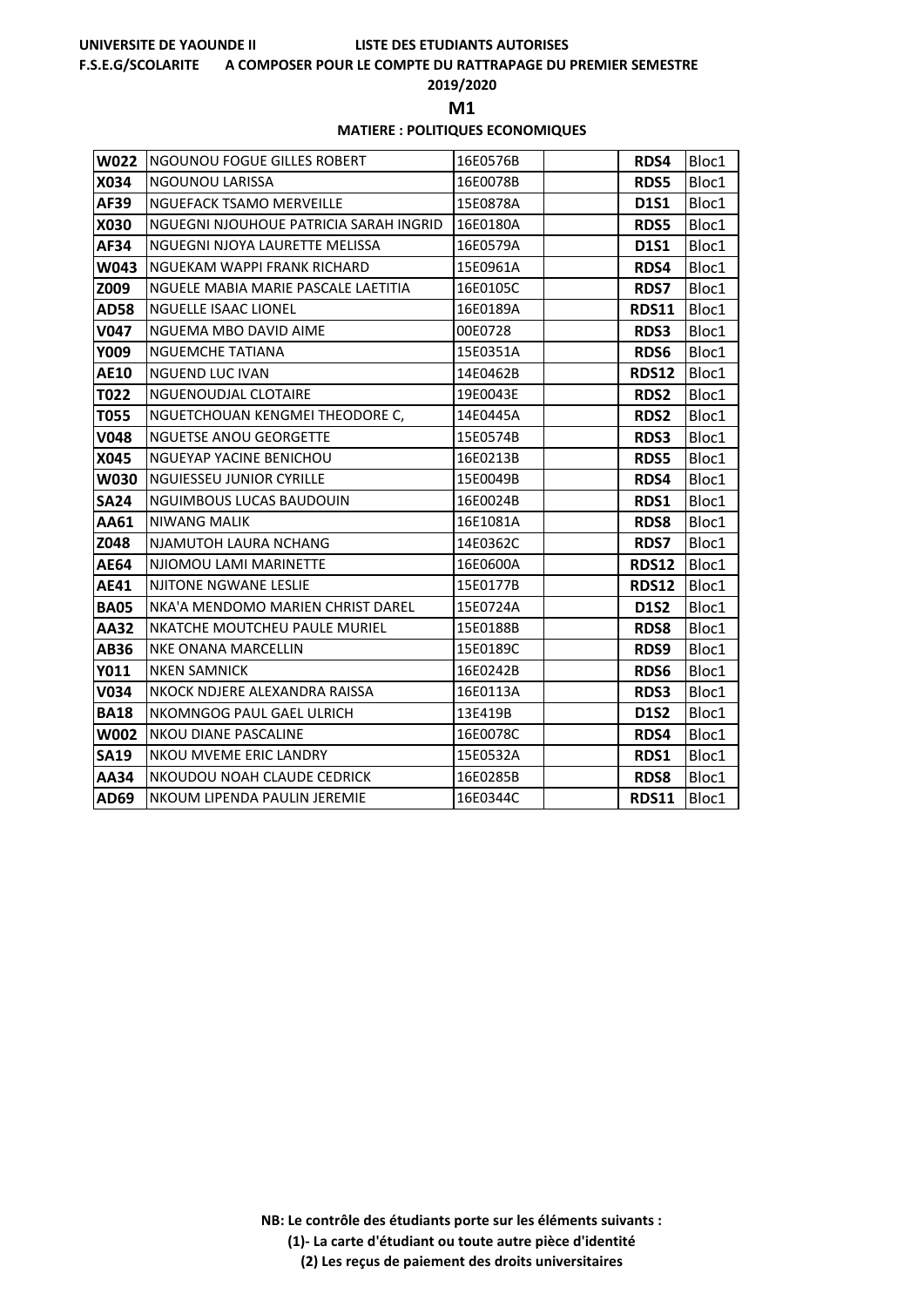**UNIVERSITE DE YAOUNDE II** **LISTE DES ETUDIANTS AUTORISES**

**F.S.E.G/SCOLARITE** **A COMPOSER POUR LE COMPTE DU RATTRAPAGE DU PREMIER SEMESTRE**

**2019/2020**

## M1

**MATIERE : POLITIQUES ECONOMIQUES**

| | | | | | |
|---|---|---|---|---|---|
| **W022** | NGOUNOU FOGUE GILLES ROBERT | 16E0576B | | **RDS4** | Bloc1 |
| **X034** | NGOUNOU LARISSA | 16E0078B | | **RDS5** | Bloc1 |
| **AF39** | NGUEFACK TSAMO MERVEILLE | 15E0878A | | **D1S1** | Bloc1 |
| **X030** | NGUEGNI NJOUHOUE PATRICIA SARAH INGRID | 16E0180A | | **RDS5** | Bloc1 |
| **AF34** | NGUEGNI NJOYA LAURETTE MELISSA | 16E0579A | | **D1S1** | Bloc1 |
| **W043** | NGUEKAM WAPPI FRANK RICHARD | 15E0961A | | **RDS4** | Bloc1 |
| **Z009** | NGUELE MABIA MARIE PASCALE LAETITIA | 16E0105C | | **RDS7** | Bloc1 |
| **AD58** | NGUELLE ISAAC LIONEL | 16E0189A | | **RDS11** | Bloc1 |
| **V047** | NGUEMA MBO DAVID AIME | 00E0728 | | **RDS3** | Bloc1 |
| **Y009** | NGUEMCHE TATIANA | 15E0351A | | **RDS6** | Bloc1 |
| **AE10** | NGUEND LUC IVAN | 14E0462B | | **RDS12** | Bloc1 |
| **T022** | NGUENOUDJAL CLOTAIRE | 19E0043E | | **RDS2** | Bloc1 |
| **T055** | NGUETCHOUAN KENGMEI THEODORE C, | 14E0445A | | **RDS2** | Bloc1 |
| **V048** | NGUETSE ANOU GEORGETTE | 15E0574B | | **RDS3** | Bloc1 |
| **X045** | NGUEYAP YACINE BENICHOU | 16E0213B | | **RDS5** | Bloc1 |
| **W030** | NGUIESSEU JUNIOR CYRILLE | 15E0049B | | **RDS4** | Bloc1 |
| **SA24** | NGUIMBOUS LUCAS BAUDOUIN | 16E0024B | | **RDS1** | Bloc1 |
| **AA61** | NIWANG MALIK | 16E1081A | | **RDS8** | Bloc1 |
| **Z048** | NJAMUTOH LAURA NCHANG | 14E0362C | | **RDS7** | Bloc1 |
| **AE64** | NJIOMOU LAMI MARINETTE | 16E0600A | | **RDS12** | Bloc1 |
| **AE41** | NJITONE NGWANE LESLIE | 15E0177B | | **RDS12** | Bloc1 |
| **BA05** | NKA'A MENDOMO MARIEN CHRIST DAREL | 15E0724A | | **D1S2** | Bloc1 |
| **AA32** | NKATCHE MOUTCHEU PAULE MURIEL | 15E0188B | | **RDS8** | Bloc1 |
| **AB36** | NKE ONANA MARCELLIN | 15E0189C | | **RDS9** | Bloc1 |
| **Y011** | NKEN SAMNICK | 16E0242B | | **RDS6** | Bloc1 |
| **V034** | NKOCK NDJERE ALEXANDRA RAISSA | 16E0113A | | **RDS3** | Bloc1 |
| **BA18** | NKOMNGOG PAUL GAEL ULRICH | 13E419B | | **D1S2** | Bloc1 |
| **W002** | NKOU DIANE PASCALINE | 16E0078C | | **RDS4** | Bloc1 |
| **SA19** | NKOU MVEME ERIC LANDRY | 15E0532A | | **RDS1** | Bloc1 |
| **AA34** | NKOUDOU NOAH CLAUDE CEDRICK | 16E0285B | | **RDS8** | Bloc1 |
| **AD69** | NKOUM LIPENDA PAULIN JEREMIE | 16E0344C | | **RDS11** | Bloc1 |

**NB: Le contrôle des étudiants porte sur les éléments suivants :**

**(1)- La carte d'étudiant ou toute autre pièce d'identité**

**(2) Les reçus de paiement des droits universitaires**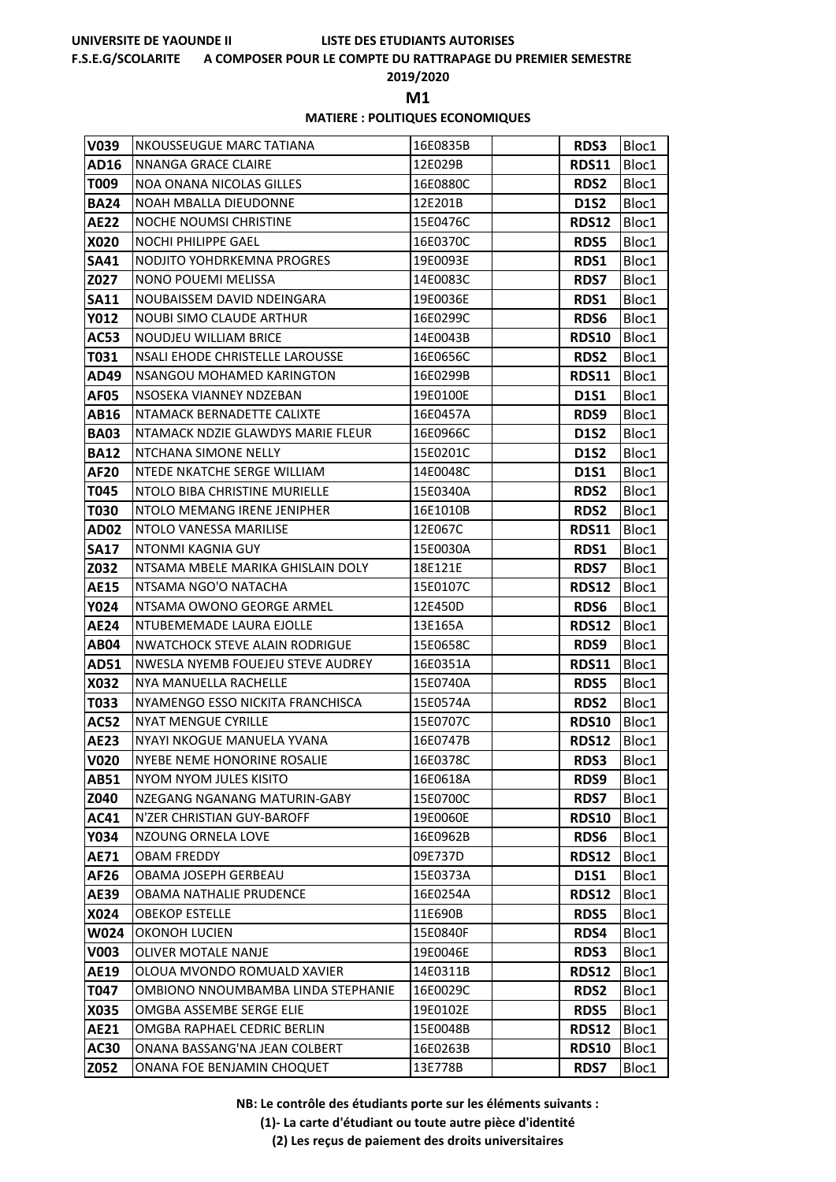UNIVERSITE DE YAOUNDE II — LISTE DES ETUDIANTS AUTORISES

F.S.E.G/SCOLARITE — A COMPOSER POUR LE COMPTE DU RATTRAPAGE DU PREMIER SEMESTRE

2019/2020

**M1**

**MATIERE : POLITIQUES ECONOMIQUES**

| | | | | | |
|---|---|---|---|---|---|
| V039 | NKOUSSEUGUE MARC TATIANA | 16E0835B | | RDS3 | Bloc1 |
| AD16 | NNANGA GRACE CLAIRE | 12E029B | | RDS11 | Bloc1 |
| T009 | NOA ONANA NICOLAS GILLES | 16E0880C | | RDS2 | Bloc1 |
| BA24 | NOAH MBALLA DIEUDONNE | 12E201B | | D1S2 | Bloc1 |
| AE22 | NOCHE NOUMSI CHRISTINE | 15E0476C | | RDS12 | Bloc1 |
| X020 | NOCHI PHILIPPE GAEL | 16E0370C | | RDS5 | Bloc1 |
| SA41 | NODJITO YOHDRKEMNA PROGRES | 19E0093E | | RDS1 | Bloc1 |
| Z027 | NONO POUEMI MELISSA | 14E0083C | | RDS7 | Bloc1 |
| SA11 | NOUBAISSEM DAVID NDEINGARA | 19E0036E | | RDS1 | Bloc1 |
| Y012 | NOUBI SIMO CLAUDE ARTHUR | 16E0299C | | RDS6 | Bloc1 |
| AC53 | NOUDJEU WILLIAM BRICE | 14E0043B | | RDS10 | Bloc1 |
| T031 | NSALI EHODE CHRISTELLE LAROUSSE | 16E0656C | | RDS2 | Bloc1 |
| AD49 | NSANGOU MOHAMED KARINGTON | 16E0299B | | RDS11 | Bloc1 |
| AF05 | NSOSEKA VIANNEY NDZEBAN | 19E0100E | | D1S1 | Bloc1 |
| AB16 | NTAMACK BERNADETTE CALIXTE | 16E0457A | | RDS9 | Bloc1 |
| BA03 | NTAMACK NDZIE GLAWDYS MARIE FLEUR | 16E0966C | | D1S2 | Bloc1 |
| BA12 | NTCHANA SIMONE NELLY | 15E0201C | | D1S2 | Bloc1 |
| AF20 | NTEDE NKATCHE SERGE WILLIAM | 14E0048C | | D1S1 | Bloc1 |
| T045 | NTOLO BIBA CHRISTINE MURIELLE | 15E0340A | | RDS2 | Bloc1 |
| T030 | NTOLO MEMANG IRENE JENIPHER | 16E1010B | | RDS2 | Bloc1 |
| AD02 | NTOLO VANESSA MARILISE | 12E067C | | RDS11 | Bloc1 |
| SA17 | NTONMI KAGNIA GUY | 15E0030A | | RDS1 | Bloc1 |
| Z032 | NTSAMA MBELE MARIKA GHISLAIN DOLY | 18E121E | | RDS7 | Bloc1 |
| AE15 | NTSAMA NGO'O NATACHA | 15E0107C | | RDS12 | Bloc1 |
| Y024 | NTSAMA OWONO GEORGE ARMEL | 12E450D | | RDS6 | Bloc1 |
| AE24 | NTUBEMEMADE LAURA EJOLLE | 13E165A | | RDS12 | Bloc1 |
| AB04 | NWATCHOCK STEVE ALAIN RODRIGUE | 15E0658C | | RDS9 | Bloc1 |
| AD51 | NWESLA NYEMB FOUEJEU STEVE AUDREY | 16E0351A | | RDS11 | Bloc1 |
| X032 | NYA MANUELLA RACHELLE | 15E0740A | | RDS5 | Bloc1 |
| T033 | NYAMENGO ESSO NICKITA FRANCHISCA | 15E0574A | | RDS2 | Bloc1 |
| AC52 | NYAT MENGUE CYRILLE | 15E0707C | | RDS10 | Bloc1 |
| AE23 | NYAYI NKOGUE MANUELA YVANA | 16E0747B | | RDS12 | Bloc1 |
| V020 | NYEBE NEME HONORINE ROSALIE | 16E0378C | | RDS3 | Bloc1 |
| AB51 | NYOM NYOM JULES KISITO | 16E0618A | | RDS9 | Bloc1 |
| Z040 | NZEGANG NGANANG MATURIN-GABY | 15E0700C | | RDS7 | Bloc1 |
| AC41 | N'ZER CHRISTIAN GUY-BAROFF | 19E0060E | | RDS10 | Bloc1 |
| Y034 | NZOUNG ORNELA LOVE | 16E0962B | | RDS6 | Bloc1 |
| AE71 | OBAM FREDDY | 09E737D | | RDS12 | Bloc1 |
| AF26 | OBAMA JOSEPH GERBEAU | 15E0373A | | D1S1 | Bloc1 |
| AE39 | OBAMA NATHALIE PRUDENCE | 16E0254A | | RDS12 | Bloc1 |
| X024 | OBEKOP ESTELLE | 11E690B | | RDS5 | Bloc1 |
| W024 | OKONOH LUCIEN | 15E0840F | | RDS4 | Bloc1 |
| V003 | OLIVER MOTALE NANJE | 19E0046E | | RDS3 | Bloc1 |
| AE19 | OLOUA MVONDO ROMUALD XAVIER | 14E0311B | | RDS12 | Bloc1 |
| T047 | OMBIONO NNOUMBAMBA LINDA STEPHANIE | 16E0029C | | RDS2 | Bloc1 |
| X035 | OMGBA ASSEMBE SERGE ELIE | 19E0102E | | RDS5 | Bloc1 |
| AE21 | OMGBA RAPHAEL CEDRIC BERLIN | 15E0048B | | RDS12 | Bloc1 |
| AC30 | ONANA BASSANG'NA JEAN COLBERT | 16E0263B | | RDS10 | Bloc1 |
| Z052 | ONANA FOE BENJAMIN CHOQUET | 13E778B | | RDS7 | Bloc1 |

**NB: Le contrôle des étudiants porte sur les éléments suivants :**

**(1)- La carte d'étudiant ou toute autre pièce d'identité**

**(2) Les reçus de paiement des droits universitaires**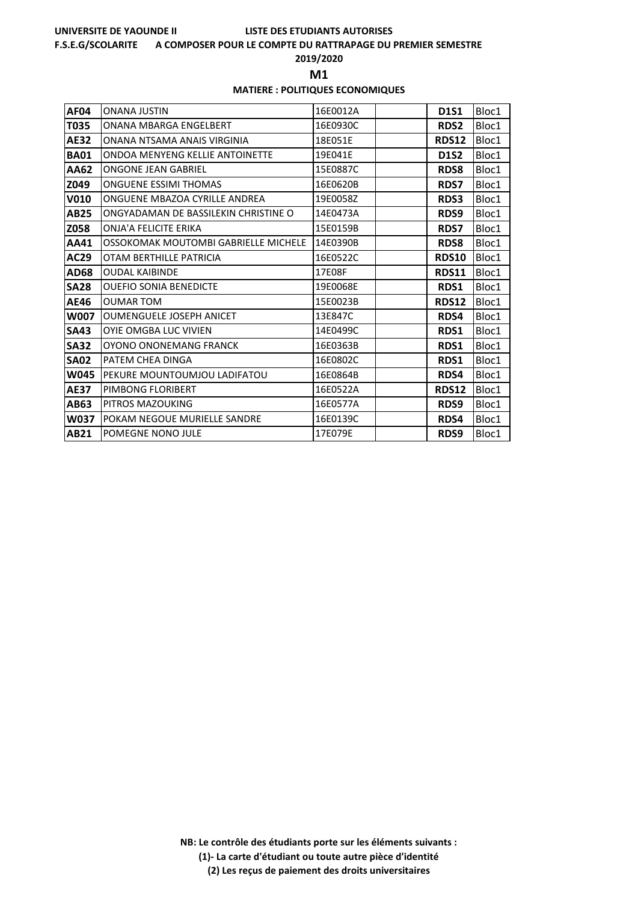**UNIVERSITE DE YAOUNDE II** **LISTE DES ETUDIANTS AUTORISES**

**F.S.E.G/SCOLARITE** **A COMPOSER POUR LE COMPTE DU RATTRAPAGE DU PREMIER SEMESTRE**

**2019/2020**

## M1

### MATIERE : POLITIQUES ECONOMIQUES

| | | | | | |
|---|---|---|---|---|---|
| **AF04** | ONANA JUSTIN | 16E0012A | | **D1S1** | Bloc1 |
| **T035** | ONANA MBARGA ENGELBERT | 16E0930C | | **RDS2** | Bloc1 |
| **AE32** | ONANA NTSAMA ANAIS VIRGINIA | 18E051E | | **RDS12** | Bloc1 |
| **BA01** | ONDOA MENYENG KELLIE ANTOINETTE | 19E041E | | **D1S2** | Bloc1 |
| **AA62** | ONGONE JEAN GABRIEL | 15E0887C | | **RDS8** | Bloc1 |
| **Z049** | ONGUENE ESSIMI THOMAS | 16E0620B | | **RDS7** | Bloc1 |
| **V010** | ONGUENE MBAZOA CYRILLE ANDREA | 19E0058Z | | **RDS3** | Bloc1 |
| **AB25** | ONGYADAMAN DE BASSILEKIN CHRISTINE O | 14E0473A | | **RDS9** | Bloc1 |
| **Z058** | ONJA'A FELICITE ERIKA | 15E0159B | | **RDS7** | Bloc1 |
| **AA41** | OSSOKOMAK MOUTOMBI GABRIELLE MICHELE | 14E0390B | | **RDS8** | Bloc1 |
| **AC29** | OTAM BERTHILLE PATRICIA | 16E0522C | | **RDS10** | Bloc1 |
| **AD68** | OUDAL KAIBINDE | 17E08F | | **RDS11** | Bloc1 |
| **SA28** | OUEFIO SONIA BENEDICTE | 19E0068E | | **RDS1** | Bloc1 |
| **AE46** | OUMAR TOM | 15E0023B | | **RDS12** | Bloc1 |
| **W007** | OUMENGUELE JOSEPH ANICET | 13E847C | | **RDS4** | Bloc1 |
| **SA43** | OYIE OMGBA LUC VIVIEN | 14E0499C | | **RDS1** | Bloc1 |
| **SA32** | OYONO ONONEMANG FRANCK | 16E0363B | | **RDS1** | Bloc1 |
| **SA02** | PATEM CHEA DINGA | 16E0802C | | **RDS1** | Bloc1 |
| **W045** | PEKURE MOUNTOUMJOU LADIFATOU | 16E0864B | | **RDS4** | Bloc1 |
| **AE37** | PIMBONG FLORIBERT | 16E0522A | | **RDS12** | Bloc1 |
| **AB63** | PITROS MAZOUKING | 16E0577A | | **RDS9** | Bloc1 |
| **W037** | POKAM NEGOUE MURIELLE SANDRE | 16E0139C | | **RDS4** | Bloc1 |
| **AB21** | POMEGNE NONO JULE | 17E079E | | **RDS9** | Bloc1 |

**NB: Le contrôle des étudiants porte sur les éléments suivants :**

**(1)- La carte d'étudiant ou toute autre pièce d'identité**

**(2) Les reçus de paiement des droits universitaires**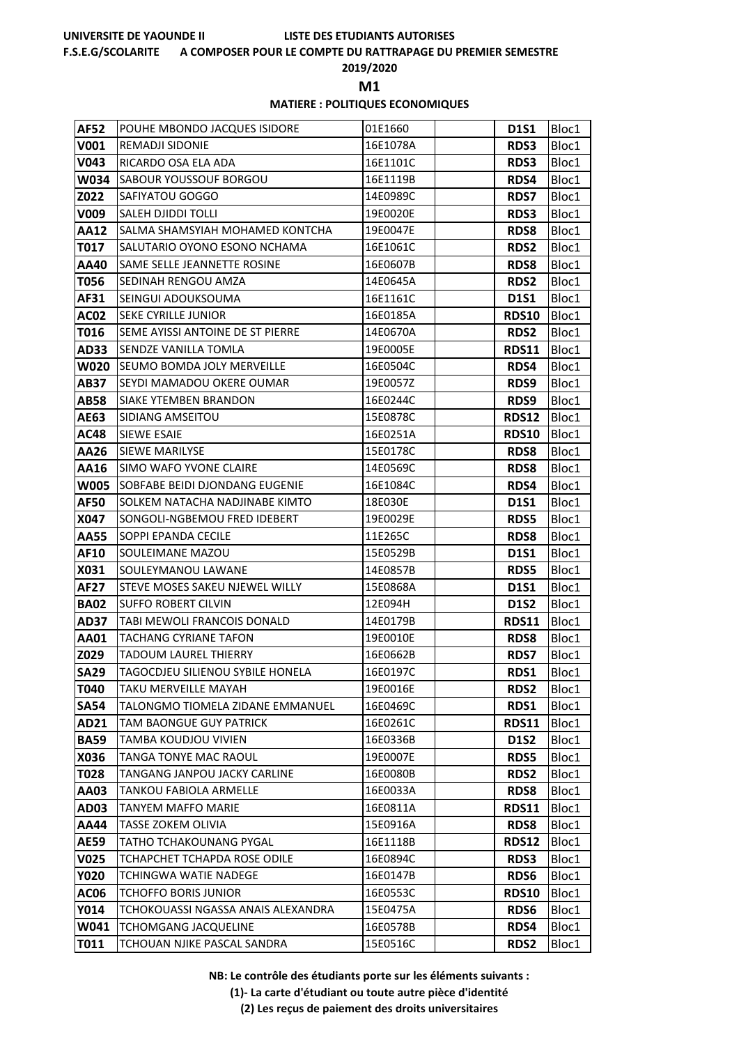UNIVERSITE DE YAOUNDE II　　LISTE DES ETUDIANTS AUTORISES

F.S.E.G/SCOLARITE　　A COMPOSER POUR LE COMPTE DU RATTRAPAGE DU PREMIER SEMESTRE

2019/2020

**M1**

**MATIERE : POLITIQUES ECONOMIQUES**

| | | | | | |
|---|---|---|---|---|---|
| **AF52** | POUHE MBONDO JACQUES ISIDORE | 01E1660 | | **D1S1** | Bloc1 |
| **V001** | REMADJI SIDONIE | 16E1078A | | **RDS3** | Bloc1 |
| **V043** | RICARDO OSA ELA ADA | 16E1101C | | **RDS3** | Bloc1 |
| **W034** | SABOUR YOUSSOUF BORGOU | 16E1119B | | **RDS4** | Bloc1 |
| **Z022** | SAFIYATOU GOGGO | 14E0989C | | **RDS7** | Bloc1 |
| **V009** | SALEH DJIDDI TOLLI | 19E0020E | | **RDS3** | Bloc1 |
| **AA12** | SALMA SHAMSIYAH MOHAMED KONTCHA | 19E0047E | | **RDS8** | Bloc1 |
| **T017** | SALUTARIO OYONO ESONO NCHAMA | 16E1061C | | **RDS2** | Bloc1 |
| **AA40** | SAME SELLE JEANNETTE ROSINE | 16E0607B | | **RDS8** | Bloc1 |
| **T056** | SEDINAH RENGOU AMZA | 14E0645A | | **RDS2** | Bloc1 |
| **AF31** | SEINGUI ADOUKSOUMA | 16E1161C | | **D1S1** | Bloc1 |
| **AC02** | SEKE CYRILLE JUNIOR | 16E0185A | | **RDS10** | Bloc1 |
| **T016** | SEME AYISSI ANTOINE DE ST PIERRE | 14E0670A | | **RDS2** | Bloc1 |
| **AD33** | SENDZE VANILLA TOMLA | 19E0005E | | **RDS11** | Bloc1 |
| **W020** | SEUMO BOMDA JOLY MERVEILLE | 16E0504C | | **RDS4** | Bloc1 |
| **AB37** | SEYDI MAMADOU OKERE OUMAR | 19E0057Z | | **RDS9** | Bloc1 |
| **AB58** | SIAKE YTEMBEN BRANDON | 16E0244C | | **RDS9** | Bloc1 |
| **AE63** | SIDIANG AMSEITOU | 15E0878C | | **RDS12** | Bloc1 |
| **AC48** | SIEWE ESAIE | 16E0251A | | **RDS10** | Bloc1 |
| **AA26** | SIEWE MARILYSE | 15E0178C | | **RDS8** | Bloc1 |
| **AA16** | SIMO WAFO YVONE CLAIRE | 14E0569C | | **RDS8** | Bloc1 |
| **W005** | SOBFABE BEIDI DJONDANG EUGENIE | 16E1084C | | **RDS4** | Bloc1 |
| **AF50** | SOLKEM NATACHA NADJINABE KIMTO | 18E030E | | **D1S1** | Bloc1 |
| **X047** | SONGOLI-NGBEMOU FRED IDEBERT | 19E0029E | | **RDS5** | Bloc1 |
| **AA55** | SOPPI EPANDA CECILE | 11E265C | | **RDS8** | Bloc1 |
| **AF10** | SOULEIMANE MAZOU | 15E0529B | | **D1S1** | Bloc1 |
| **X031** | SOULEYMANOU LAWANE | 14E0857B | | **RDS5** | Bloc1 |
| **AF27** | STEVE MOSES SAKEU NJEWEL WILLY | 15E0868A | | **D1S1** | Bloc1 |
| **BA02** | SUFFO ROBERT CILVIN | 12E094H | | **D1S2** | Bloc1 |
| **AD37** | TABI MEWOLI FRANCOIS DONALD | 14E0179B | | **RDS11** | Bloc1 |
| **AA01** | TACHANG CYRIANE TAFON | 19E0010E | | **RDS8** | Bloc1 |
| **Z029** | TADOUM LAUREL THIERRY | 16E0662B | | **RDS7** | Bloc1 |
| **SA29** | TAGOCDJEU SILIENOU SYBILE HONELA | 16E0197C | | **RDS1** | Bloc1 |
| **T040** | TAKU MERVEILLE MAYAH | 19E0016E | | **RDS2** | Bloc1 |
| **SA54** | TALONGMO TIOMELA ZIDANE EMMANUEL | 16E0469C | | **RDS1** | Bloc1 |
| **AD21** | TAM BAONGUE GUY PATRICK | 16E0261C | | **RDS11** | Bloc1 |
| **BA59** | TAMBA KOUDJOU VIVIEN | 16E0336B | | **D1S2** | Bloc1 |
| **X036** | TANGA TONYE MAC RAOUL | 19E0007E | | **RDS5** | Bloc1 |
| **T028** | TANGANG JANPOU JACKY CARLINE | 16E0080B | | **RDS2** | Bloc1 |
| **AA03** | TANKOU FABIOLA ARMELLE | 16E0033A | | **RDS8** | Bloc1 |
| **AD03** | TANYEM MAFFO MARIE | 16E0811A | | **RDS11** | Bloc1 |
| **AA44** | TASSE ZOKEM OLIVIA | 15E0916A | | **RDS8** | Bloc1 |
| **AE59** | TATHO TCHAKOUNANG PYGAL | 16E1118B | | **RDS12** | Bloc1 |
| **V025** | TCHAPCHET TCHAPDA ROSE ODILE | 16E0894C | | **RDS3** | Bloc1 |
| **Y020** | TCHINGWA WATIE NADEGE | 16E0147B | | **RDS6** | Bloc1 |
| **AC06** | TCHOFFO BORIS JUNIOR | 16E0553C | | **RDS10** | Bloc1 |
| **Y014** | TCHOKOUASSI NGASSA ANAIS ALEXANDRA | 15E0475A | | **RDS6** | Bloc1 |
| **W041** | TCHOMGANG JACQUELINE | 16E0578B | | **RDS4** | Bloc1 |
| **T011** | TCHOUAN NJIKE PASCAL SANDRA | 15E0516C | | **RDS2** | Bloc1 |

**NB: Le contrôle des étudiants porte sur les éléments suivants :**

**(1)- La carte d'étudiant ou toute autre pièce d'identité**

**(2) Les reçus de paiement des droits universitaires**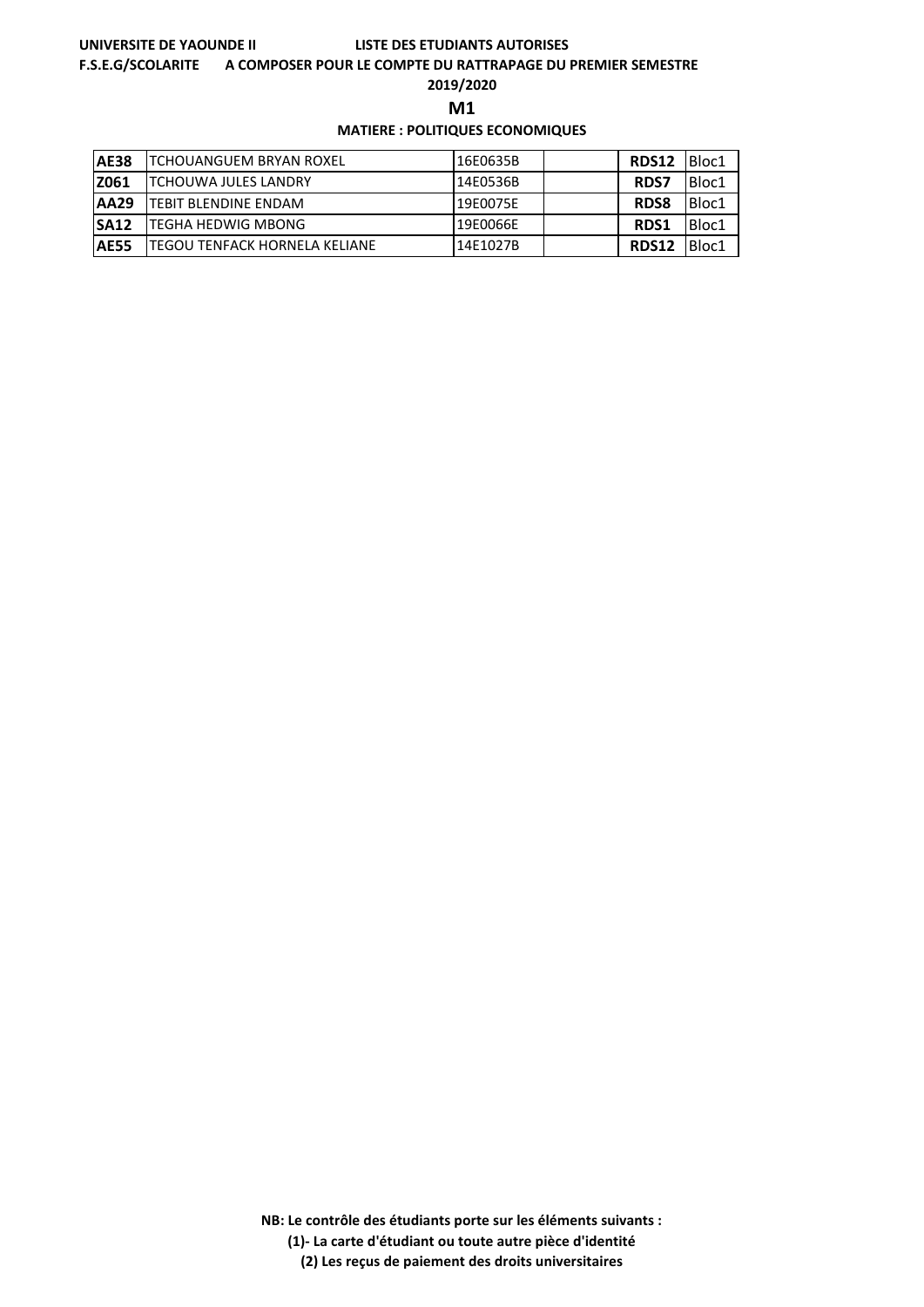**UNIVERSITE DE YAOUNDE II** **LISTE DES ETUDIANTS AUTORISES**

**F.S.E.G/SCOLARITE** **A COMPOSER POUR LE COMPTE DU RATTRAPAGE DU PREMIER SEMESTRE**

**2019/2020**

## M1

### MATIERE : POLITIQUES ECONOMIQUES

| | | | | | |
|---|---|---|---|---|---|
| **AE38** | TCHOUANGUEM BRYAN ROXEL | 16E0635B | | **RDS12** | Bloc1 |
| **Z061** | TCHOUWA JULES LANDRY | 14E0536B | | **RDS7** | Bloc1 |
| **AA29** | TEBIT BLENDINE ENDAM | 19E0075E | | **RDS8** | Bloc1 |
| **SA12** | TEGHA HEDWIG MBONG | 19E0066E | | **RDS1** | Bloc1 |
| **AE55** | TEGOU TENFACK HORNELA KELIANE | 14E1027B | | **RDS12** | Bloc1 |

**NB: Le contrôle des étudiants porte sur les éléments suivants :**

**(1)- La carte d'étudiant ou toute autre pièce d'identité**

**(2) Les reçus de paiement des droits universitaires**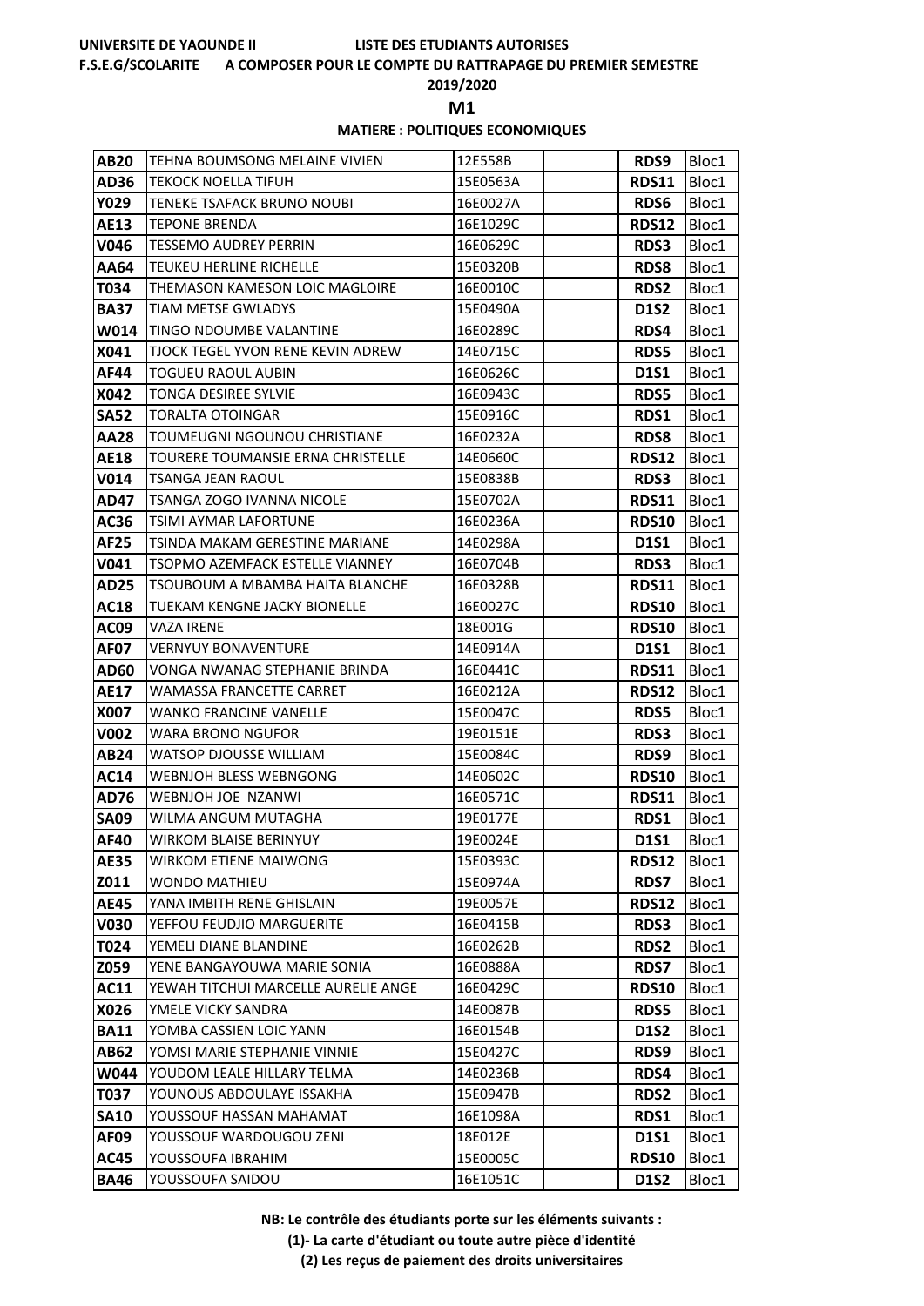UNIVERSITE DE YAOUNDE II — LISTE DES ETUDIANTS AUTORISES

F.S.E.G/SCOLARITE — A COMPOSER POUR LE COMPTE DU RATTRAPAGE DU PREMIER SEMESTRE

2019/2020

## M1

### MATIERE : POLITIQUES ECONOMIQUES

| | | | | | |
|---|---|---|---|---|---|
| **AB20** | TEHNA BOUMSONG MELAINE VIVIEN | 12E558B | | **RDS9** | Bloc1 |
| **AD36** | TEKOCK NOELLA TIFUH | 15E0563A | | **RDS11** | Bloc1 |
| **Y029** | TENEKE TSAFACK BRUNO NOUBI | 16E0027A | | **RDS6** | Bloc1 |
| **AE13** | TEPONE BRENDA | 16E1029C | | **RDS12** | Bloc1 |
| **V046** | TESSEMO AUDREY PERRIN | 16E0629C | | **RDS3** | Bloc1 |
| **AA64** | TEUKEU HERLINE RICHELLE | 15E0320B | | **RDS8** | Bloc1 |
| **T034** | THEMASON KAMESON LOIC MAGLOIRE | 16E0010C | | **RDS2** | Bloc1 |
| **BA37** | TIAM METSE GWLADYS | 15E0490A | | **D1S2** | Bloc1 |
| **W014** | TINGO NDOUMBE VALANTINE | 16E0289C | | **RDS4** | Bloc1 |
| **X041** | TJOCK TEGEL YVON RENE KEVIN ADREW | 14E0715C | | **RDS5** | Bloc1 |
| **AF44** | TOGUEU RAOUL AUBIN | 16E0626C | | **D1S1** | Bloc1 |
| **X042** | TONGA DESIREE SYLVIE | 16E0943C | | **RDS5** | Bloc1 |
| **SA52** | TORALTA OTOINGAR | 15E0916C | | **RDS1** | Bloc1 |
| **AA28** | TOUMEUGNI NGOUNOU CHRISTIANE | 16E0232A | | **RDS8** | Bloc1 |
| **AE18** | TOURERE TOUMANSIE ERNA CHRISTELLE | 14E0660C | | **RDS12** | Bloc1 |
| **V014** | TSANGA JEAN RAOUL | 15E0838B | | **RDS3** | Bloc1 |
| **AD47** | TSANGA ZOGO IVANNA NICOLE | 15E0702A | | **RDS11** | Bloc1 |
| **AC36** | TSIMI AYMAR LAFORTUNE | 16E0236A | | **RDS10** | Bloc1 |
| **AF25** | TSINDA MAKAM GERESTINE MARIANE | 14E0298A | | **D1S1** | Bloc1 |
| **V041** | TSOPMO AZEMFACK ESTELLE VIANNEY | 16E0704B | | **RDS3** | Bloc1 |
| **AD25** | TSOUBOUM A MBAMBA HAITA BLANCHE | 16E0328B | | **RDS11** | Bloc1 |
| **AC18** | TUEKAM KENGNE JACKY BIONELLE | 16E0027C | | **RDS10** | Bloc1 |
| **AC09** | VAZA IRENE | 18E001G | | **RDS10** | Bloc1 |
| **AF07** | VERNYUY BONAVENTURE | 14E0914A | | **D1S1** | Bloc1 |
| **AD60** | VONGA NWANAG STEPHANIE BRINDA | 16E0441C | | **RDS11** | Bloc1 |
| **AE17** | WAMASSA FRANCETTE CARRET | 16E0212A | | **RDS12** | Bloc1 |
| **X007** | WANKO FRANCINE VANELLE | 15E0047C | | **RDS5** | Bloc1 |
| **V002** | WARA BRONO NGUFOR | 19E0151E | | **RDS3** | Bloc1 |
| **AB24** | WATSOP DJOUSSE WILLIAM | 15E0084C | | **RDS9** | Bloc1 |
| **AC14** | WEBNJOH BLESS WEBNGONG | 14E0602C | | **RDS10** | Bloc1 |
| **AD76** | WEBNJOH JOE NZANWI | 16E0571C | | **RDS11** | Bloc1 |
| **SA09** | WILMA ANGUM MUTAGHA | 19E0177E | | **RDS1** | Bloc1 |
| **AF40** | WIRKOM BLAISE BERINYUY | 19E0024E | | **D1S1** | Bloc1 |
| **AE35** | WIRKOM ETIENE MAIWONG | 15E0393C | | **RDS12** | Bloc1 |
| **Z011** | WONDO MATHIEU | 15E0974A | | **RDS7** | Bloc1 |
| **AE45** | YANA IMBITH RENE GHISLAIN | 19E0057E | | **RDS12** | Bloc1 |
| **V030** | YEFFOU FEUDJIO MARGUERITE | 16E0415B | | **RDS3** | Bloc1 |
| **T024** | YEMELI DIANE BLANDINE | 16E0262B | | **RDS2** | Bloc1 |
| **Z059** | YENE BANGAYOUWA MARIE SONIA | 16E0888A | | **RDS7** | Bloc1 |
| **AC11** | YEWAH TITCHUI MARCELLE AURELIE ANGE | 16E0429C | | **RDS10** | Bloc1 |
| **X026** | YMELE VICKY SANDRA | 14E0087B | | **RDS5** | Bloc1 |
| **BA11** | YOMBA CASSIEN LOIC YANN | 16E0154B | | **D1S2** | Bloc1 |
| **AB62** | YOMSI MARIE STEPHANIE VINNIE | 15E0427C | | **RDS9** | Bloc1 |
| **W044** | YOUDOM LEALE HILLARY TELMA | 14E0236B | | **RDS4** | Bloc1 |
| **T037** | YOUNOUS ABDOULAYE ISSAKHA | 15E0947B | | **RDS2** | Bloc1 |
| **SA10** | YOUSSOUF HASSAN MAHAMAT | 16E1098A | | **RDS1** | Bloc1 |
| **AF09** | YOUSSOUF WARDOUGOU ZENI | 18E012E | | **D1S1** | Bloc1 |
| **AC45** | YOUSSOUFA IBRAHIM | 15E0005C | | **RDS10** | Bloc1 |
| **BA46** | YOUSSOUFA SAIDOU | 16E1051C | | **D1S2** | Bloc1 |

**NB: Le contrôle des étudiants porte sur les éléments suivants :**

**(1)- La carte d'étudiant ou toute autre pièce d'identité**

**(2) Les reçus de paiement des droits universitaires**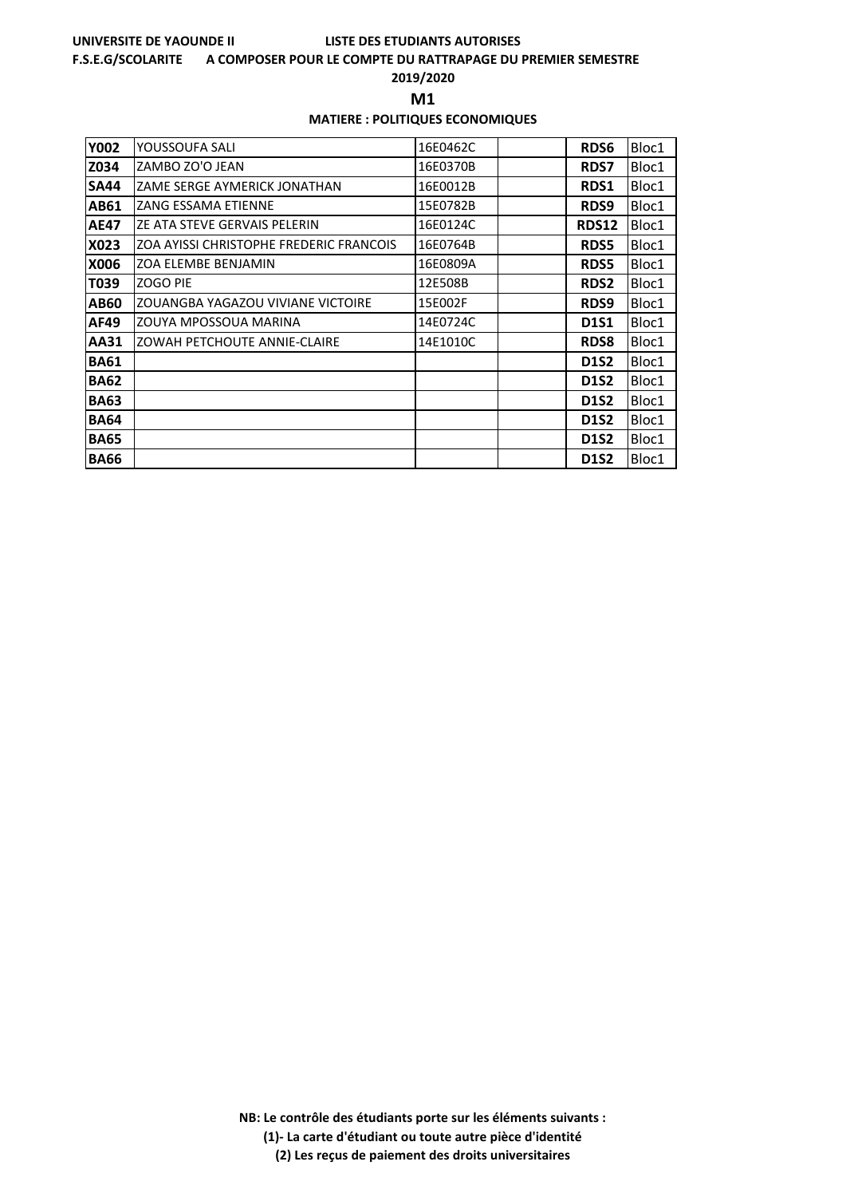UNIVERSITE DE YAOUNDE II LISTE DES ETUDIANTS AUTORISES

F.S.E.G/SCOLARITE A COMPOSER POUR LE COMPTE DU RATTRAPAGE DU PREMIER SEMESTRE

2019/2020

**M1**

**MATIERE : POLITIQUES ECONOMIQUES**

| | | | | | |
|---|---|---|---|---|---|
| **Y002** | YOUSSOUFA SALI | 16E0462C | | **RDS6** | Bloc1 |
| **Z034** | ZAMBO ZO'O JEAN | 16E0370B | | **RDS7** | Bloc1 |
| **SA44** | ZAME SERGE AYMERICK JONATHAN | 16E0012B | | **RDS1** | Bloc1 |
| **AB61** | ZANG ESSAMA ETIENNE | 15E0782B | | **RDS9** | Bloc1 |
| **AE47** | ZE ATA STEVE GERVAIS PELERIN | 16E0124C | | **RDS12** | Bloc1 |
| **X023** | ZOA AYISSI CHRISTOPHE FREDERIC FRANCOIS | 16E0764B | | **RDS5** | Bloc1 |
| **X006** | ZOA ELEMBE BENJAMIN | 16E0809A | | **RDS5** | Bloc1 |
| **T039** | ZOGO PIE | 12E508B | | **RDS2** | Bloc1 |
| **AB60** | ZOUANGBA YAGAZOU VIVIANE VICTOIRE | 15E002F | | **RDS9** | Bloc1 |
| **AF49** | ZOUYA MPOSSOUA MARINA | 14E0724C | | **D1S1** | Bloc1 |
| **AA31** | ZOWAH PETCHOUTE ANNIE-CLAIRE | 14E1010C | | **RDS8** | Bloc1 |
| **BA61** | | | | **D1S2** | Bloc1 |
| **BA62** | | | | **D1S2** | Bloc1 |
| **BA63** | | | | **D1S2** | Bloc1 |
| **BA64** | | | | **D1S2** | Bloc1 |
| **BA65** | | | | **D1S2** | Bloc1 |
| **BA66** | | | | **D1S2** | Bloc1 |

**NB: Le contrôle des étudiants porte sur les éléments suivants :**

**(1)- La carte d'étudiant ou toute autre pièce d'identité**

**(2) Les reçus de paiement des droits universitaires**